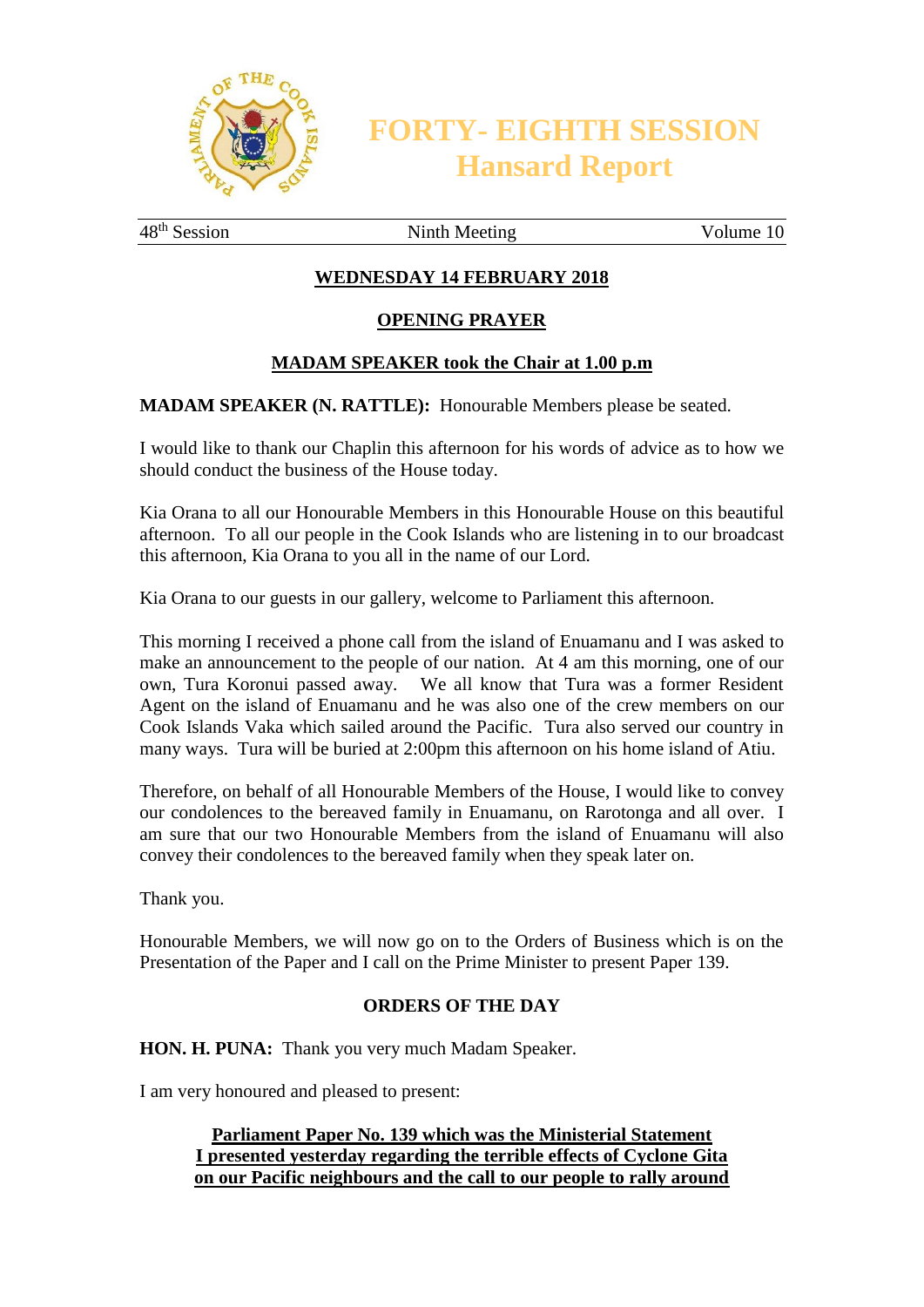# FORTY- EIGHTH SESSION
## Hansard Report

48th Session | Ninth Meeting | Volume 10

**WEDNESDAY 14 FEBRUARY 2018**

**OPENING PRAYER**

**MADAM SPEAKER took the Chair at 1.00 p.m**

**MADAM SPEAKER (N. RATTLE):** Honourable Members please be seated.

I would like to thank our Chaplin this afternoon for his words of advice as to how we should conduct the business of the House today.

Kia Orana to all our Honourable Members in this Honourable House on this beautiful afternoon. To all our people in the Cook Islands who are listening in to our broadcast this afternoon, Kia Orana to you all in the name of our Lord.

Kia Orana to our guests in our gallery, welcome to Parliament this afternoon.

This morning I received a phone call from the island of Enuamanu and I was asked to make an announcement to the people of our nation. At 4 am this morning, one of our own, Tura Koronui passed away. We all know that Tura was a former Resident Agent on the island of Enuamanu and he was also one of the crew members on our Cook Islands Vaka which sailed around the Pacific. Tura also served our country in many ways. Tura will be buried at 2:00pm this afternoon on his home island of Atiu.

Therefore, on behalf of all Honourable Members of the House, I would like to convey our condolences to the bereaved family in Enuamanu, on Rarotonga and all over. I am sure that our two Honourable Members from the island of Enuamanu will also convey their condolences to the bereaved family when they speak later on.

Thank you.

Honourable Members, we will now go on to the Orders of Business which is on the Presentation of the Paper and I call on the Prime Minister to present Paper 139.

**ORDERS OF THE DAY**

**HON. H. PUNA:** Thank you very much Madam Speaker.

I am very honoured and pleased to present:

**Parliament Paper No. 139 which was the Ministerial Statement I presented yesterday regarding the terrible effects of Cyclone Gita on our Pacific neighbours and the call to our people to rally around**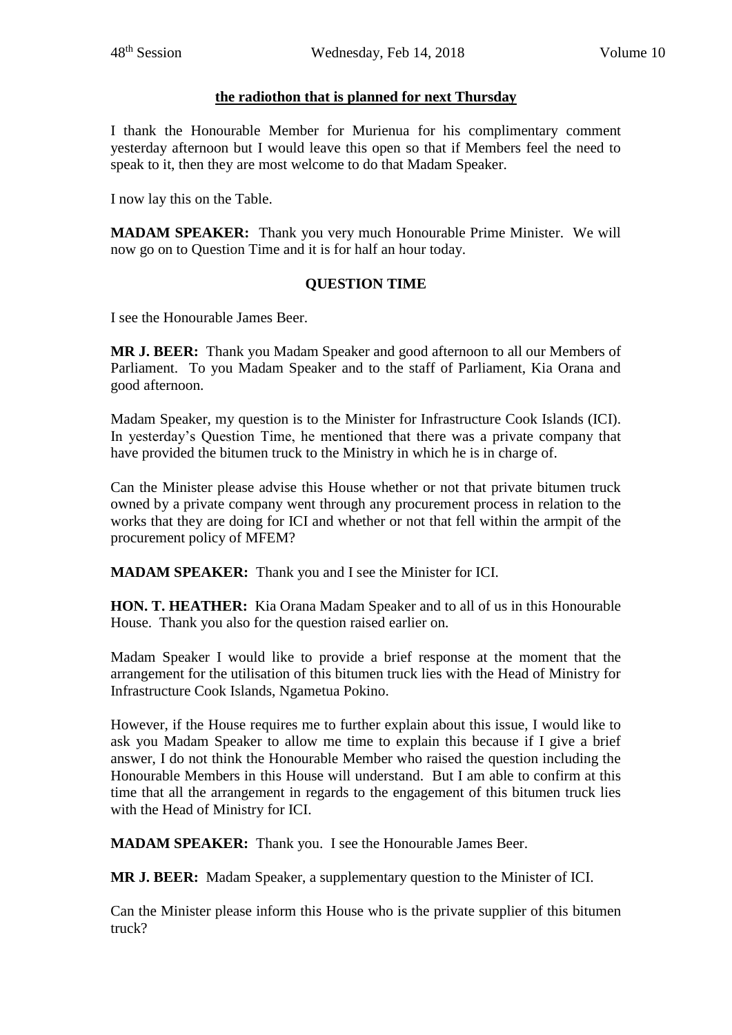**the radiothon that is planned for next Thursday**

I thank the Honourable Member for Murienua for his complimentary comment yesterday afternoon but I would leave this open so that if Members feel the need to speak to it, then they are most welcome to do that Madam Speaker.

I now lay this on the Table.

**MADAM SPEAKER:** Thank you very much Honourable Prime Minister. We will now go on to Question Time and it is for half an hour today.

**QUESTION TIME**

I see the Honourable James Beer.

**MR J. BEER:** Thank you Madam Speaker and good afternoon to all our Members of Parliament. To you Madam Speaker and to the staff of Parliament, Kia Orana and good afternoon.

Madam Speaker, my question is to the Minister for Infrastructure Cook Islands (ICI). In yesterday's Question Time, he mentioned that there was a private company that have provided the bitumen truck to the Ministry in which he is in charge of.

Can the Minister please advise this House whether or not that private bitumen truck owned by a private company went through any procurement process in relation to the works that they are doing for ICI and whether or not that fell within the armpit of the procurement policy of MFEM?

**MADAM SPEAKER:** Thank you and I see the Minister for ICI.

**HON. T. HEATHER:** Kia Orana Madam Speaker and to all of us in this Honourable House. Thank you also for the question raised earlier on.

Madam Speaker I would like to provide a brief response at the moment that the arrangement for the utilisation of this bitumen truck lies with the Head of Ministry for Infrastructure Cook Islands, Ngametua Pokino.

However, if the House requires me to further explain about this issue, I would like to ask you Madam Speaker to allow me time to explain this because if I give a brief answer, I do not think the Honourable Member who raised the question including the Honourable Members in this House will understand. But I am able to confirm at this time that all the arrangement in regards to the engagement of this bitumen truck lies with the Head of Ministry for ICI.

**MADAM SPEAKER:** Thank you. I see the Honourable James Beer.

**MR J. BEER:** Madam Speaker, a supplementary question to the Minister of ICI.

Can the Minister please inform this House who is the private supplier of this bitumen truck?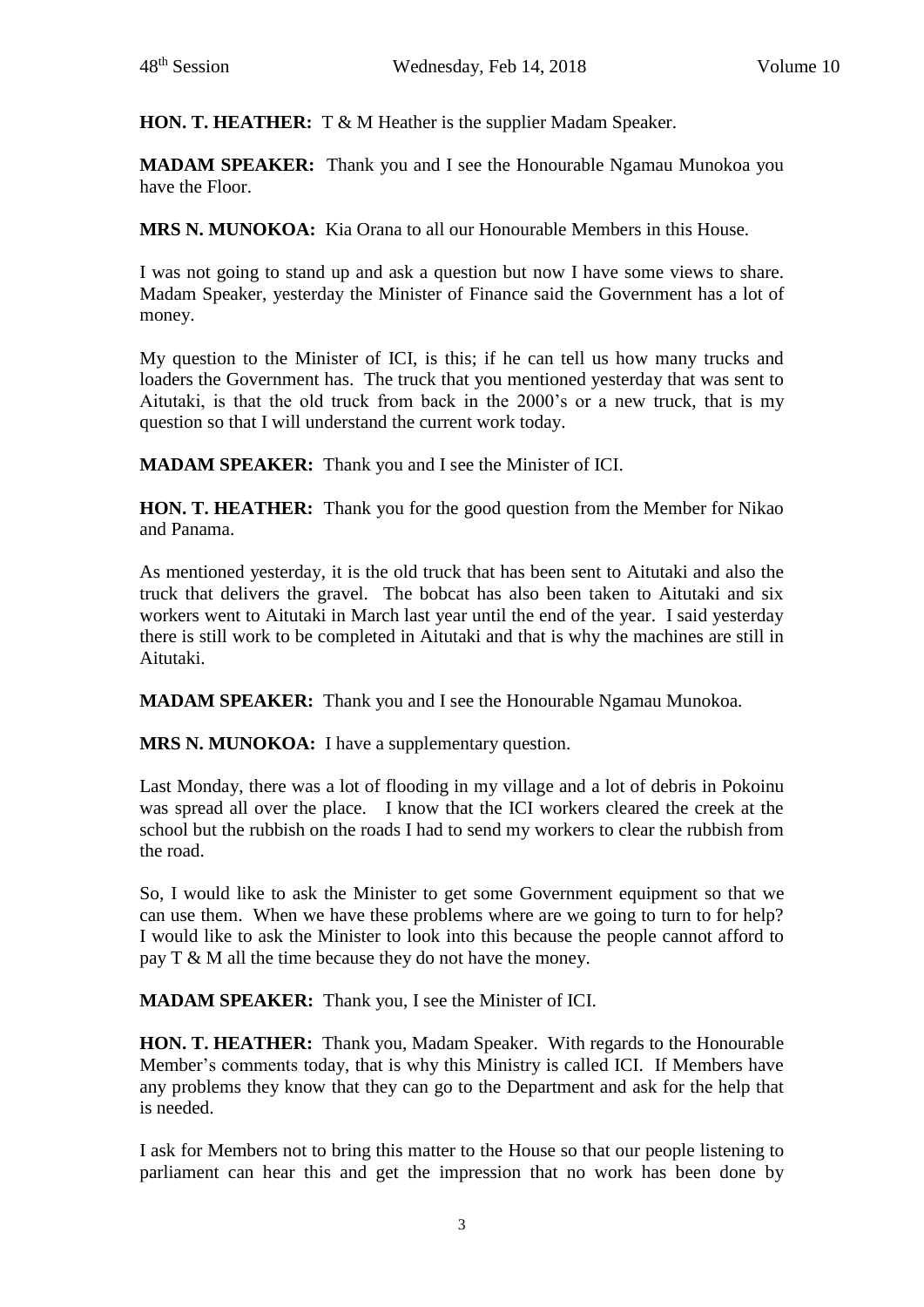**HON. T. HEATHER:** T & M Heather is the supplier Madam Speaker.

**MADAM SPEAKER:** Thank you and I see the Honourable Ngamau Munokoa you have the Floor.

**MRS N. MUNOKOA:** Kia Orana to all our Honourable Members in this House.

I was not going to stand up and ask a question but now I have some views to share. Madam Speaker, yesterday the Minister of Finance said the Government has a lot of money.

My question to the Minister of ICI, is this; if he can tell us how many trucks and loaders the Government has. The truck that you mentioned yesterday that was sent to Aitutaki, is that the old truck from back in the 2000's or a new truck, that is my question so that I will understand the current work today.

**MADAM SPEAKER:** Thank you and I see the Minister of ICI.

**HON. T. HEATHER:** Thank you for the good question from the Member for Nikao and Panama.

As mentioned yesterday, it is the old truck that has been sent to Aitutaki and also the truck that delivers the gravel. The bobcat has also been taken to Aitutaki and six workers went to Aitutaki in March last year until the end of the year. I said yesterday there is still work to be completed in Aitutaki and that is why the machines are still in Aitutaki.

**MADAM SPEAKER:** Thank you and I see the Honourable Ngamau Munokoa.

**MRS N. MUNOKOA:** I have a supplementary question.

Last Monday, there was a lot of flooding in my village and a lot of debris in Pokoinu was spread all over the place. I know that the ICI workers cleared the creek at the school but the rubbish on the roads I had to send my workers to clear the rubbish from the road.

So, I would like to ask the Minister to get some Government equipment so that we can use them. When we have these problems where are we going to turn to for help? I would like to ask the Minister to look into this because the people cannot afford to pay T & M all the time because they do not have the money.

**MADAM SPEAKER:** Thank you, I see the Minister of ICI.

**HON. T. HEATHER:** Thank you, Madam Speaker. With regards to the Honourable Member's comments today, that is why this Ministry is called ICI. If Members have any problems they know that they can go to the Department and ask for the help that is needed.

I ask for Members not to bring this matter to the House so that our people listening to parliament can hear this and get the impression that no work has been done by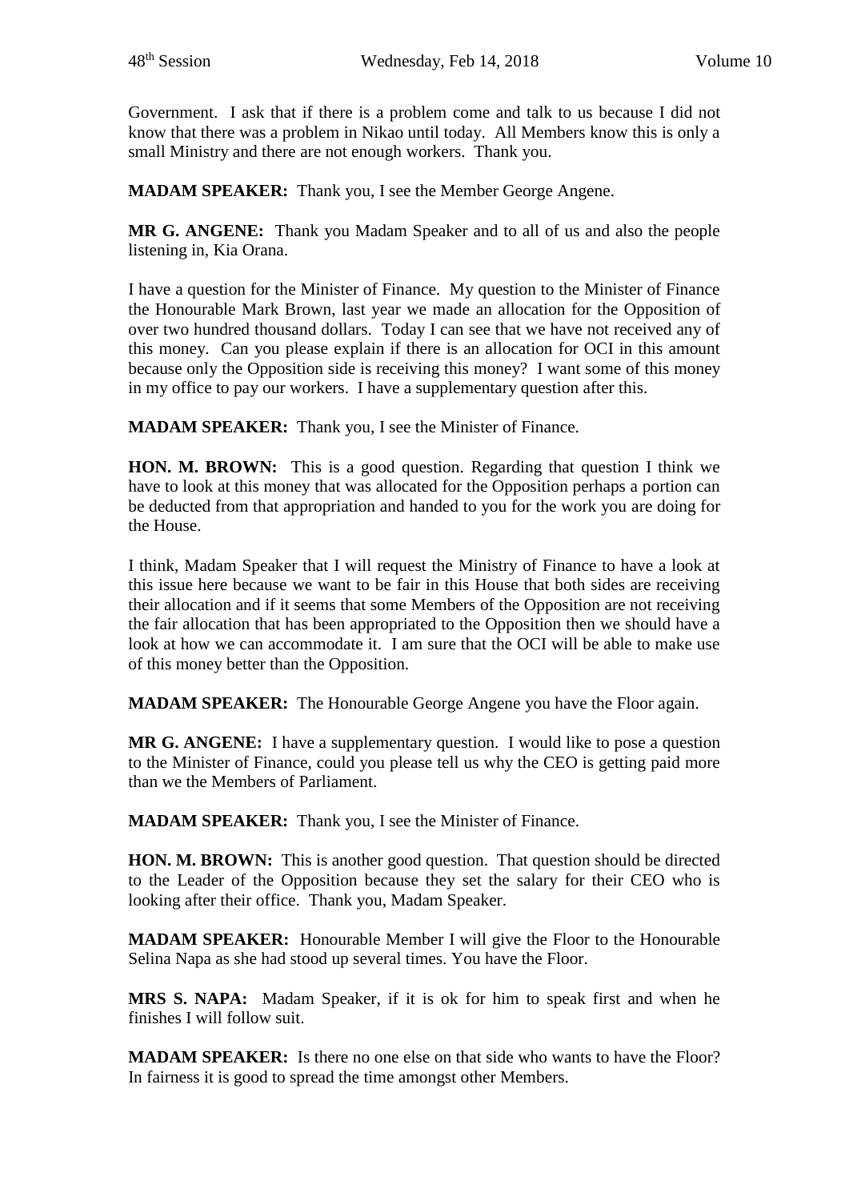Government. I ask that if there is a problem come and talk to us because I did not know that there was a problem in Nikao until today. All Members know this is only a small Ministry and there are not enough workers. Thank you.

**MADAM SPEAKER:** Thank you, I see the Member George Angene.

**MR G. ANGENE:** Thank you Madam Speaker and to all of us and also the people listening in, Kia Orana.

I have a question for the Minister of Finance. My question to the Minister of Finance the Honourable Mark Brown, last year we made an allocation for the Opposition of over two hundred thousand dollars. Today I can see that we have not received any of this money. Can you please explain if there is an allocation for OCI in this amount because only the Opposition side is receiving this money? I want some of this money in my office to pay our workers. I have a supplementary question after this.

**MADAM SPEAKER:** Thank you, I see the Minister of Finance.

**HON. M. BROWN:** This is a good question. Regarding that question I think we have to look at this money that was allocated for the Opposition perhaps a portion can be deducted from that appropriation and handed to you for the work you are doing for the House.

I think, Madam Speaker that I will request the Ministry of Finance to have a look at this issue here because we want to be fair in this House that both sides are receiving their allocation and if it seems that some Members of the Opposition are not receiving the fair allocation that has been appropriated to the Opposition then we should have a look at how we can accommodate it. I am sure that the OCI will be able to make use of this money better than the Opposition.

**MADAM SPEAKER:** The Honourable George Angene you have the Floor again.

**MR G. ANGENE:** I have a supplementary question. I would like to pose a question to the Minister of Finance, could you please tell us why the CEO is getting paid more than we the Members of Parliament.

**MADAM SPEAKER:** Thank you, I see the Minister of Finance.

**HON. M. BROWN:** This is another good question. That question should be directed to the Leader of the Opposition because they set the salary for their CEO who is looking after their office. Thank you, Madam Speaker.

**MADAM SPEAKER:** Honourable Member I will give the Floor to the Honourable Selina Napa as she had stood up several times. You have the Floor.

**MRS S. NAPA:** Madam Speaker, if it is ok for him to speak first and when he finishes I will follow suit.

**MADAM SPEAKER:** Is there no one else on that side who wants to have the Floor? In fairness it is good to spread the time amongst other Members.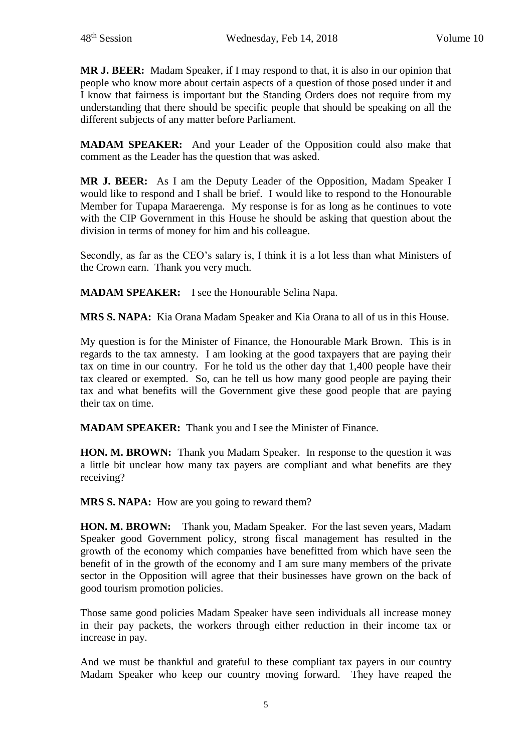**MR J. BEER:** Madam Speaker, if I may respond to that, it is also in our opinion that people who know more about certain aspects of a question of those posed under it and I know that fairness is important but the Standing Orders does not require from my understanding that there should be specific people that should be speaking on all the different subjects of any matter before Parliament.

**MADAM SPEAKER:** And your Leader of the Opposition could also make that comment as the Leader has the question that was asked.

**MR J. BEER:** As I am the Deputy Leader of the Opposition, Madam Speaker I would like to respond and I shall be brief. I would like to respond to the Honourable Member for Tupapa Maraerenga. My response is for as long as he continues to vote with the CIP Government in this House he should be asking that question about the division in terms of money for him and his colleague.

Secondly, as far as the CEO's salary is, I think it is a lot less than what Ministers of the Crown earn. Thank you very much.

**MADAM SPEAKER:** I see the Honourable Selina Napa.

**MRS S. NAPA:** Kia Orana Madam Speaker and Kia Orana to all of us in this House.

My question is for the Minister of Finance, the Honourable Mark Brown. This is in regards to the tax amnesty. I am looking at the good taxpayers that are paying their tax on time in our country. For he told us the other day that 1,400 people have their tax cleared or exempted. So, can he tell us how many good people are paying their tax and what benefits will the Government give these good people that are paying their tax on time.

**MADAM SPEAKER:** Thank you and I see the Minister of Finance.

**HON. M. BROWN:** Thank you Madam Speaker. In response to the question it was a little bit unclear how many tax payers are compliant and what benefits are they receiving?

**MRS S. NAPA:** How are you going to reward them?

**HON. M. BROWN:** Thank you, Madam Speaker. For the last seven years, Madam Speaker good Government policy, strong fiscal management has resulted in the growth of the economy which companies have benefitted from which have seen the benefit of in the growth of the economy and I am sure many members of the private sector in the Opposition will agree that their businesses have grown on the back of good tourism promotion policies.

Those same good policies Madam Speaker have seen individuals all increase money in their pay packets, the workers through either reduction in their income tax or increase in pay.

And we must be thankful and grateful to these compliant tax payers in our country Madam Speaker who keep our country moving forward. They have reaped the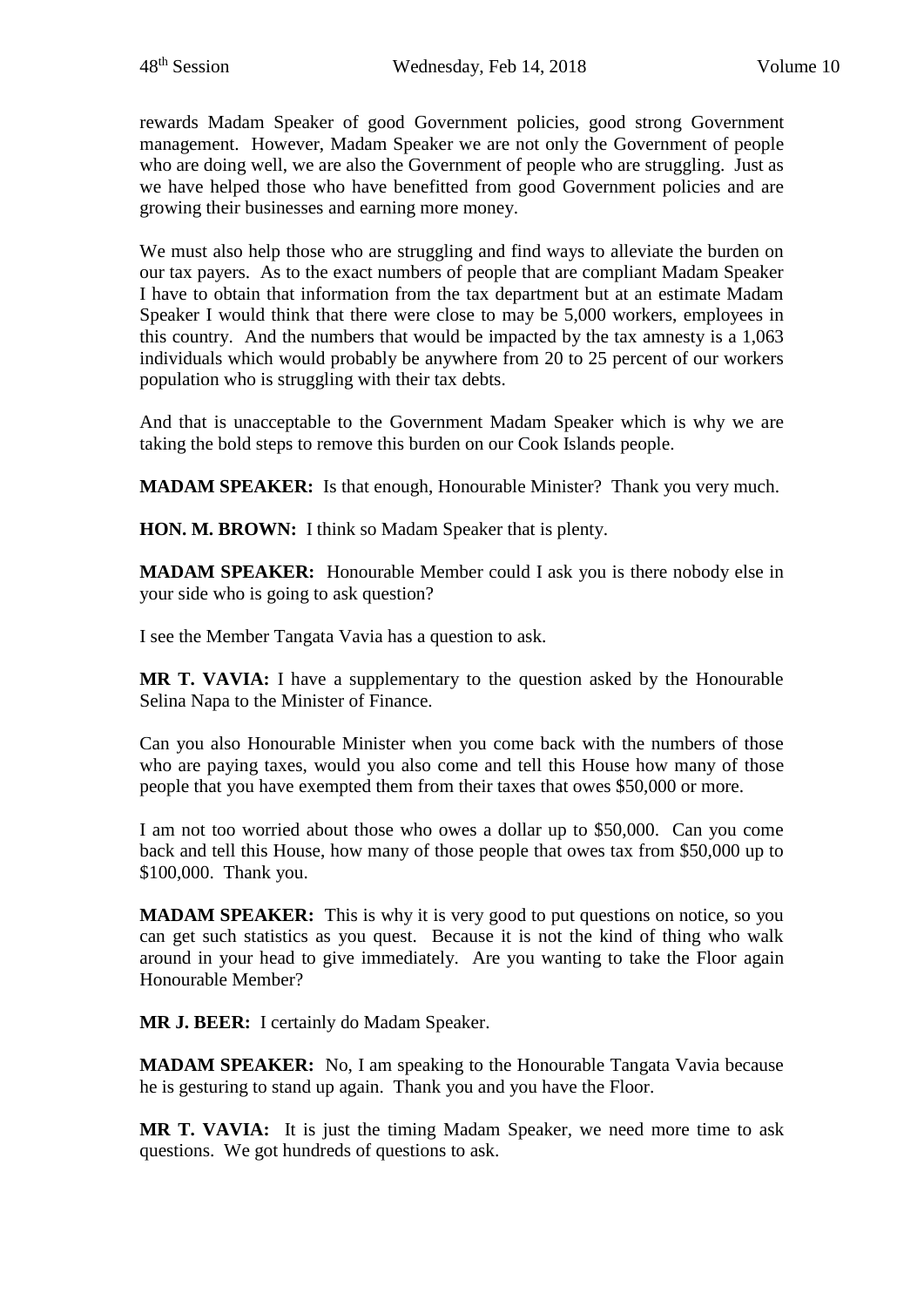rewards Madam Speaker of good Government policies, good strong Government management. However, Madam Speaker we are not only the Government of people who are doing well, we are also the Government of people who are struggling. Just as we have helped those who have benefitted from good Government policies and are growing their businesses and earning more money.

We must also help those who are struggling and find ways to alleviate the burden on our tax payers. As to the exact numbers of people that are compliant Madam Speaker I have to obtain that information from the tax department but at an estimate Madam Speaker I would think that there were close to may be 5,000 workers, employees in this country. And the numbers that would be impacted by the tax amnesty is a 1,063 individuals which would probably be anywhere from 20 to 25 percent of our workers population who is struggling with their tax debts.

And that is unacceptable to the Government Madam Speaker which is why we are taking the bold steps to remove this burden on our Cook Islands people.

**MADAM SPEAKER:** Is that enough, Honourable Minister? Thank you very much.

**HON. M. BROWN:** I think so Madam Speaker that is plenty.

**MADAM SPEAKER:** Honourable Member could I ask you is there nobody else in your side who is going to ask question?

I see the Member Tangata Vavia has a question to ask.

**MR T. VAVIA:** I have a supplementary to the question asked by the Honourable Selina Napa to the Minister of Finance.

Can you also Honourable Minister when you come back with the numbers of those who are paying taxes, would you also come and tell this House how many of those people that you have exempted them from their taxes that owes $50,000 or more.

I am not too worried about those who owes a dollar up to $50,000. Can you come back and tell this House, how many of those people that owes tax from $50,000 up to $100,000. Thank you.

**MADAM SPEAKER:** This is why it is very good to put questions on notice, so you can get such statistics as you quest. Because it is not the kind of thing who walk around in your head to give immediately. Are you wanting to take the Floor again Honourable Member?

**MR J. BEER:** I certainly do Madam Speaker.

**MADAM SPEAKER:** No, I am speaking to the Honourable Tangata Vavia because he is gesturing to stand up again. Thank you and you have the Floor.

**MR T. VAVIA:** It is just the timing Madam Speaker, we need more time to ask questions. We got hundreds of questions to ask.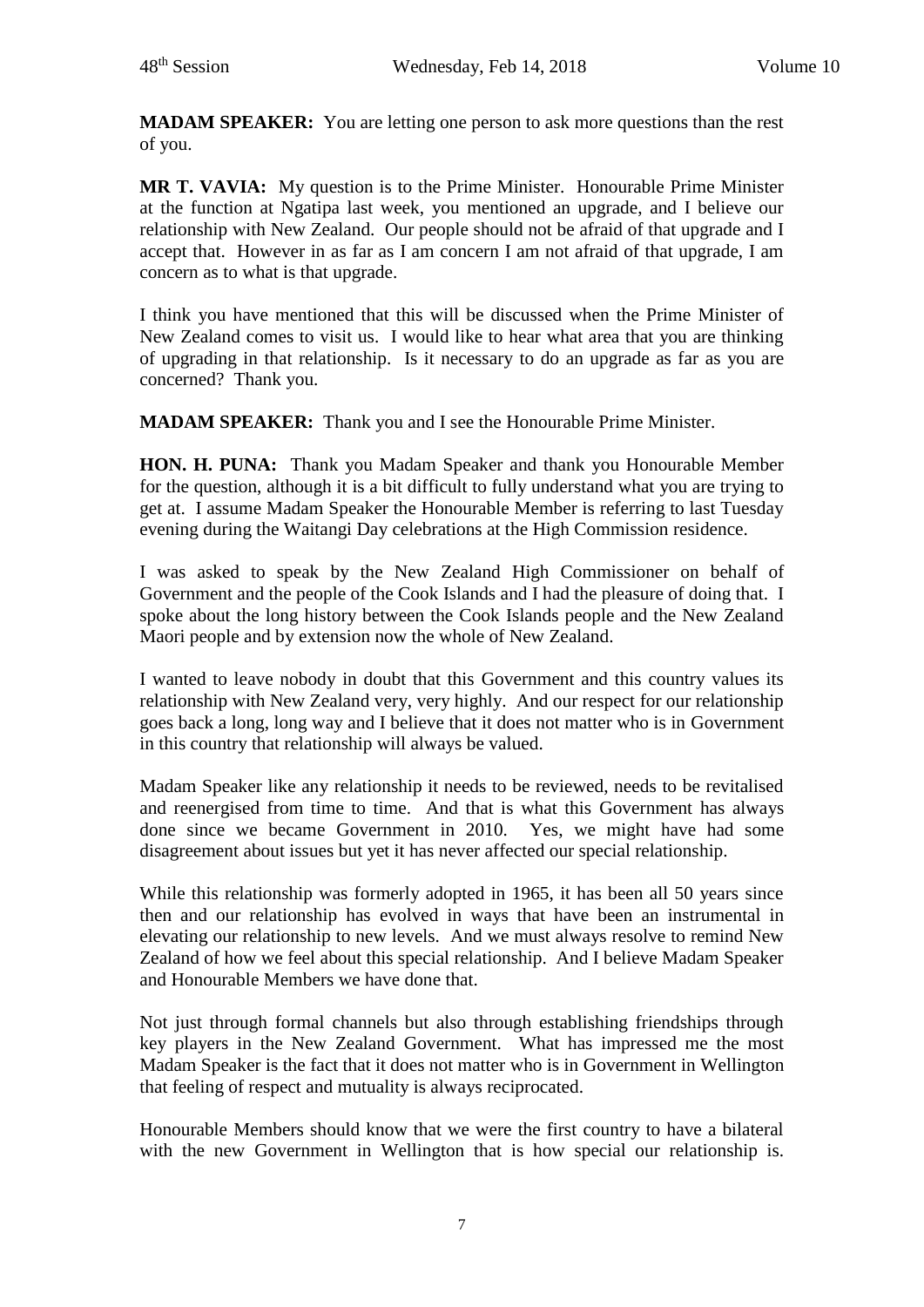**MADAM SPEAKER:** You are letting one person to ask more questions than the rest of you.

**MR T. VAVIA:** My question is to the Prime Minister. Honourable Prime Minister at the function at Ngatipa last week, you mentioned an upgrade, and I believe our relationship with New Zealand. Our people should not be afraid of that upgrade and I accept that. However in as far as I am concern I am not afraid of that upgrade, I am concern as to what is that upgrade.

I think you have mentioned that this will be discussed when the Prime Minister of New Zealand comes to visit us. I would like to hear what area that you are thinking of upgrading in that relationship. Is it necessary to do an upgrade as far as you are concerned? Thank you.

**MADAM SPEAKER:** Thank you and I see the Honourable Prime Minister.

**HON. H. PUNA:** Thank you Madam Speaker and thank you Honourable Member for the question, although it is a bit difficult to fully understand what you are trying to get at. I assume Madam Speaker the Honourable Member is referring to last Tuesday evening during the Waitangi Day celebrations at the High Commission residence.

I was asked to speak by the New Zealand High Commissioner on behalf of Government and the people of the Cook Islands and I had the pleasure of doing that. I spoke about the long history between the Cook Islands people and the New Zealand Maori people and by extension now the whole of New Zealand.

I wanted to leave nobody in doubt that this Government and this country values its relationship with New Zealand very, very highly. And our respect for our relationship goes back a long, long way and I believe that it does not matter who is in Government in this country that relationship will always be valued.

Madam Speaker like any relationship it needs to be reviewed, needs to be revitalised and reenergised from time to time. And that is what this Government has always done since we became Government in 2010. Yes, we might have had some disagreement about issues but yet it has never affected our special relationship.

While this relationship was formerly adopted in 1965, it has been all 50 years since then and our relationship has evolved in ways that have been an instrumental in elevating our relationship to new levels. And we must always resolve to remind New Zealand of how we feel about this special relationship. And I believe Madam Speaker and Honourable Members we have done that.

Not just through formal channels but also through establishing friendships through key players in the New Zealand Government. What has impressed me the most Madam Speaker is the fact that it does not matter who is in Government in Wellington that feeling of respect and mutuality is always reciprocated.

Honourable Members should know that we were the first country to have a bilateral with the new Government in Wellington that is how special our relationship is.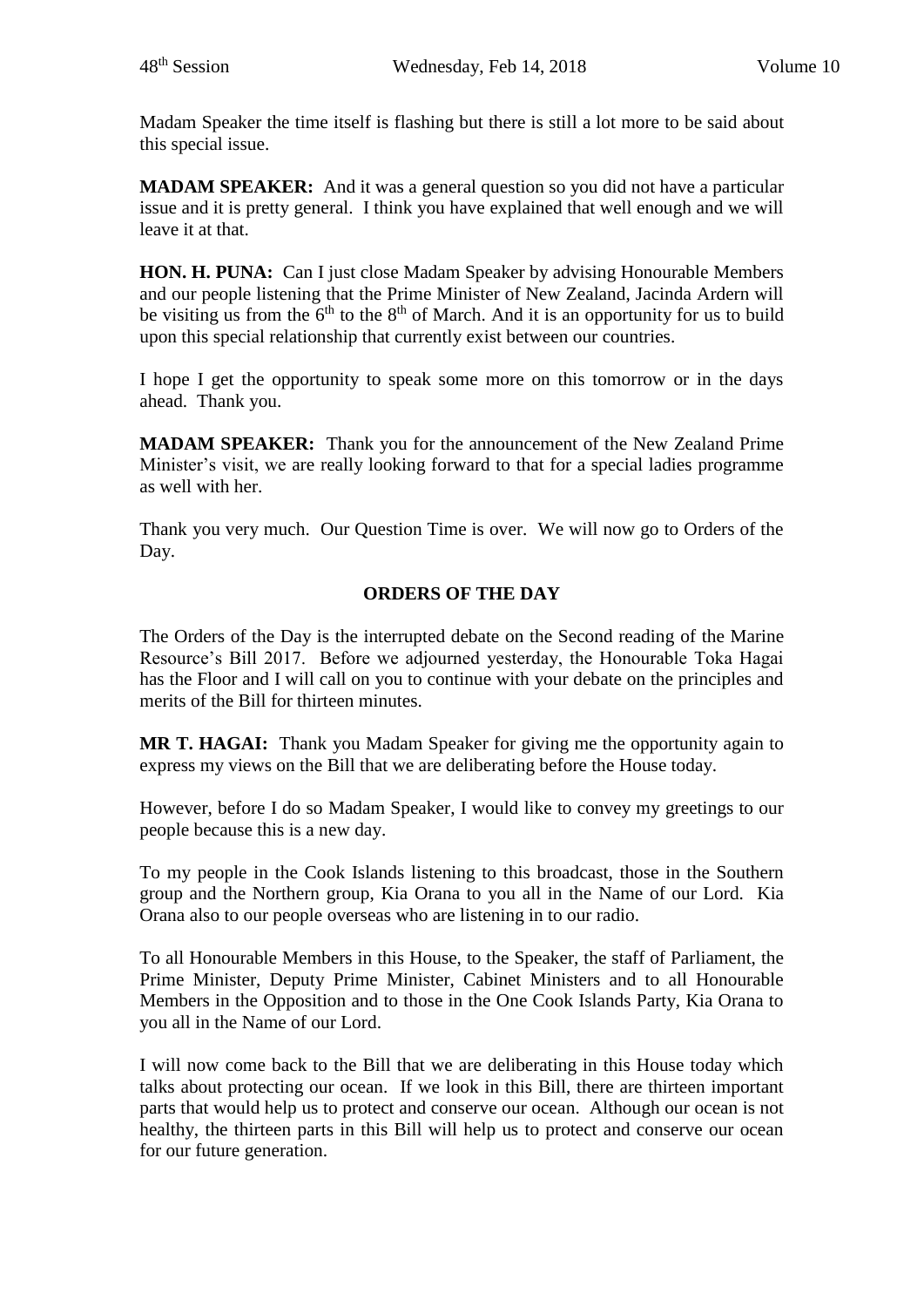Madam Speaker the time itself is flashing but there is still a lot more to be said about this special issue.

**MADAM SPEAKER:** And it was a general question so you did not have a particular issue and it is pretty general. I think you have explained that well enough and we will leave it at that.

**HON. H. PUNA:** Can I just close Madam Speaker by advising Honourable Members and our people listening that the Prime Minister of New Zealand, Jacinda Ardern will be visiting us from the 6th to the 8th of March. And it is an opportunity for us to build upon this special relationship that currently exist between our countries.

I hope I get the opportunity to speak some more on this tomorrow or in the days ahead. Thank you.

**MADAM SPEAKER:** Thank you for the announcement of the New Zealand Prime Minister's visit, we are really looking forward to that for a special ladies programme as well with her.

Thank you very much. Our Question Time is over. We will now go to Orders of the Day.

## ORDERS OF THE DAY

The Orders of the Day is the interrupted debate on the Second reading of the Marine Resource's Bill 2017. Before we adjourned yesterday, the Honourable Toka Hagai has the Floor and I will call on you to continue with your debate on the principles and merits of the Bill for thirteen minutes.

**MR T. HAGAI:** Thank you Madam Speaker for giving me the opportunity again to express my views on the Bill that we are deliberating before the House today.

However, before I do so Madam Speaker, I would like to convey my greetings to our people because this is a new day.

To my people in the Cook Islands listening to this broadcast, those in the Southern group and the Northern group, Kia Orana to you all in the Name of our Lord. Kia Orana also to our people overseas who are listening in to our radio.

To all Honourable Members in this House, to the Speaker, the staff of Parliament, the Prime Minister, Deputy Prime Minister, Cabinet Ministers and to all Honourable Members in the Opposition and to those in the One Cook Islands Party, Kia Orana to you all in the Name of our Lord.

I will now come back to the Bill that we are deliberating in this House today which talks about protecting our ocean. If we look in this Bill, there are thirteen important parts that would help us to protect and conserve our ocean. Although our ocean is not healthy, the thirteen parts in this Bill will help us to protect and conserve our ocean for our future generation.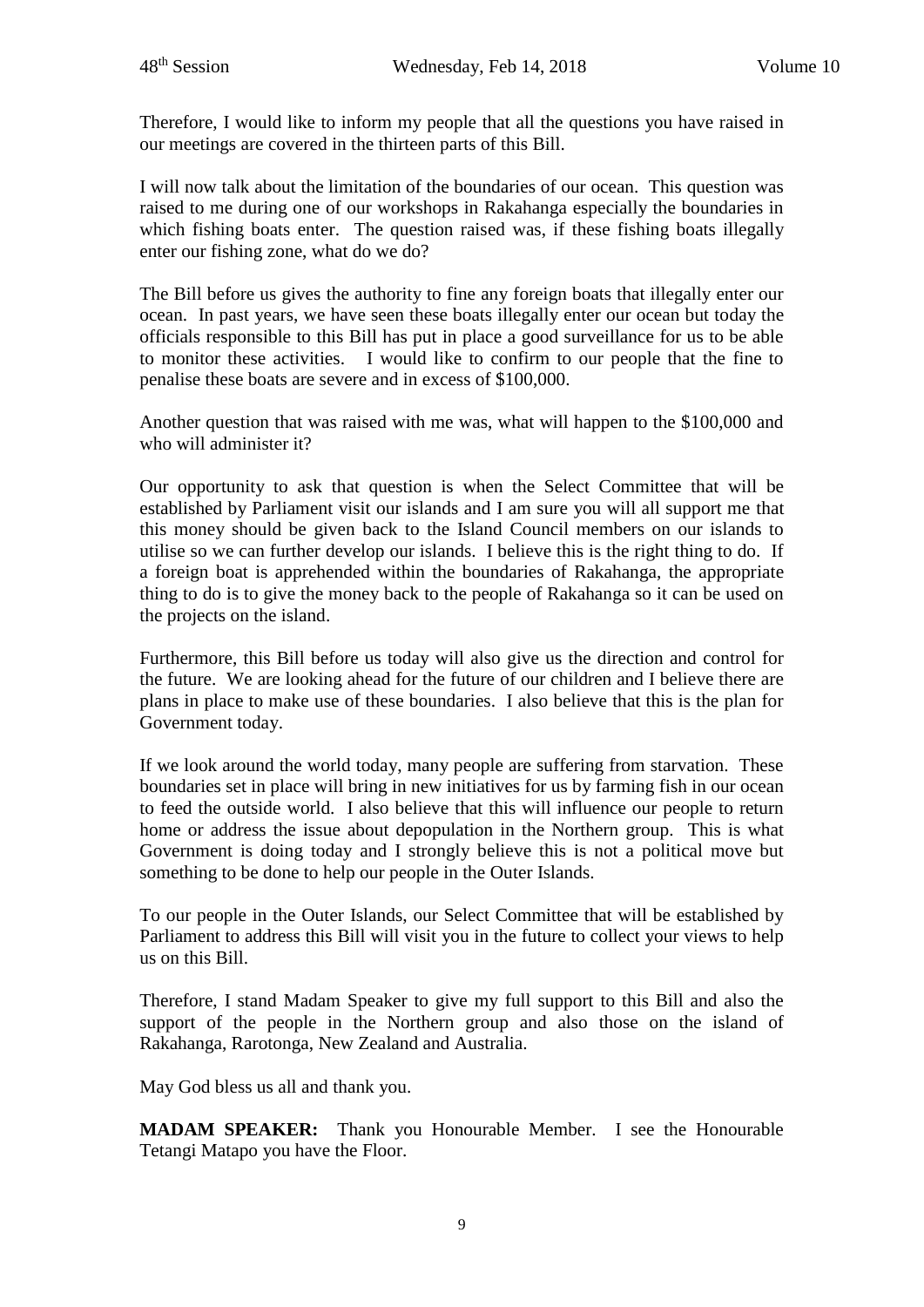Therefore, I would like to inform my people that all the questions you have raised in our meetings are covered in the thirteen parts of this Bill.

I will now talk about the limitation of the boundaries of our ocean. This question was raised to me during one of our workshops in Rakahanga especially the boundaries in which fishing boats enter. The question raised was, if these fishing boats illegally enter our fishing zone, what do we do?

The Bill before us gives the authority to fine any foreign boats that illegally enter our ocean. In past years, we have seen these boats illegally enter our ocean but today the officials responsible to this Bill has put in place a good surveillance for us to be able to monitor these activities. I would like to confirm to our people that the fine to penalise these boats are severe and in excess of $100,000.

Another question that was raised with me was, what will happen to the $100,000 and who will administer it?

Our opportunity to ask that question is when the Select Committee that will be established by Parliament visit our islands and I am sure you will all support me that this money should be given back to the Island Council members on our islands to utilise so we can further develop our islands. I believe this is the right thing to do. If a foreign boat is apprehended within the boundaries of Rakahanga, the appropriate thing to do is to give the money back to the people of Rakahanga so it can be used on the projects on the island.

Furthermore, this Bill before us today will also give us the direction and control for the future. We are looking ahead for the future of our children and I believe there are plans in place to make use of these boundaries. I also believe that this is the plan for Government today.

If we look around the world today, many people are suffering from starvation. These boundaries set in place will bring in new initiatives for us by farming fish in our ocean to feed the outside world. I also believe that this will influence our people to return home or address the issue about depopulation in the Northern group. This is what Government is doing today and I strongly believe this is not a political move but something to be done to help our people in the Outer Islands.

To our people in the Outer Islands, our Select Committee that will be established by Parliament to address this Bill will visit you in the future to collect your views to help us on this Bill.

Therefore, I stand Madam Speaker to give my full support to this Bill and also the support of the people in the Northern group and also those on the island of Rakahanga, Rarotonga, New Zealand and Australia.

May God bless us all and thank you.

**MADAM SPEAKER:** Thank you Honourable Member. I see the Honourable Tetangi Matapo you have the Floor.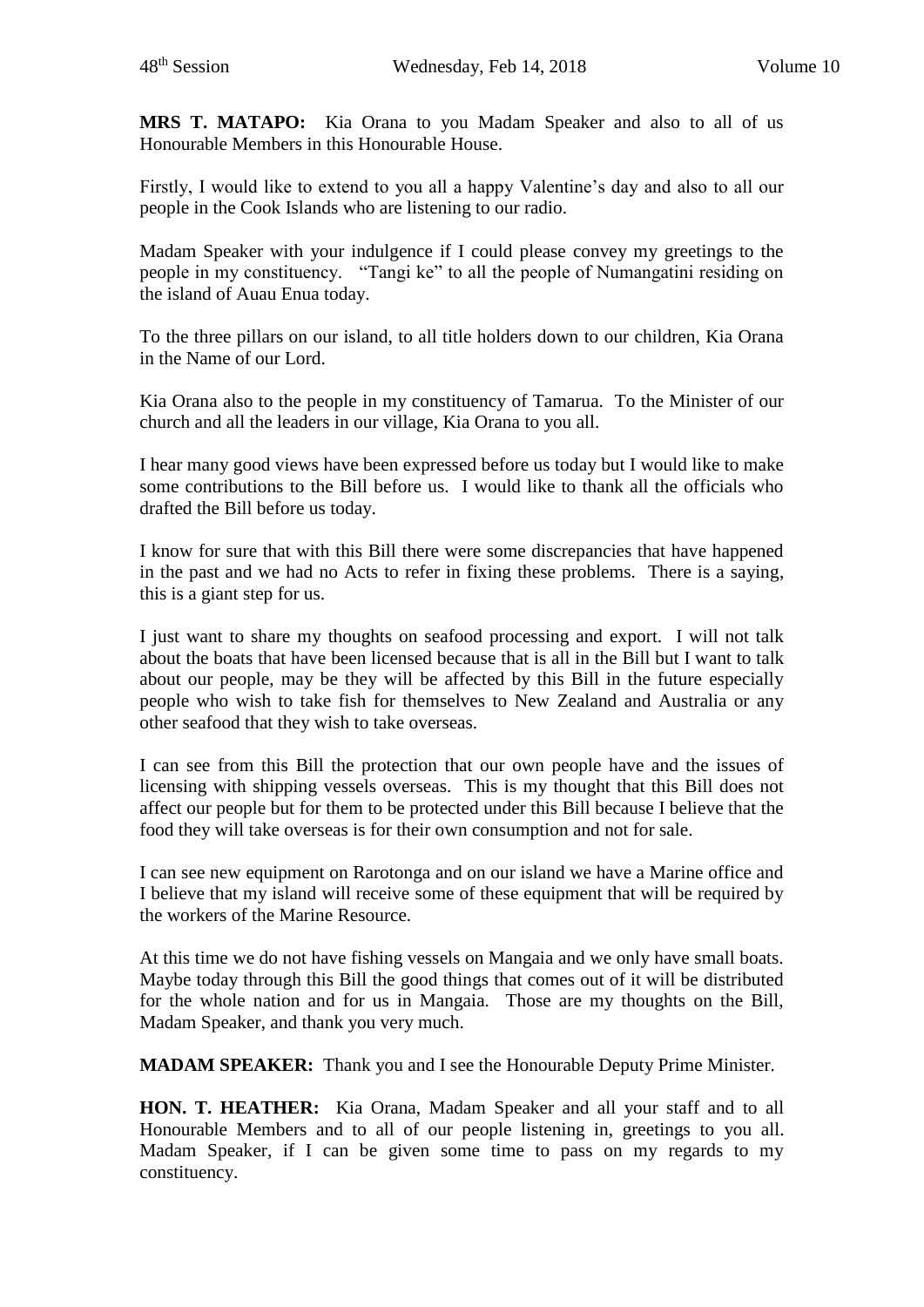**MRS T. MATAPO:** Kia Orana to you Madam Speaker and also to all of us Honourable Members in this Honourable House.

Firstly, I would like to extend to you all a happy Valentine's day and also to all our people in the Cook Islands who are listening to our radio.

Madam Speaker with your indulgence if I could please convey my greetings to the people in my constituency. "Tangi ke" to all the people of Numangatini residing on the island of Auau Enua today.

To the three pillars on our island, to all title holders down to our children, Kia Orana in the Name of our Lord.

Kia Orana also to the people in my constituency of Tamarua. To the Minister of our church and all the leaders in our village, Kia Orana to you all.

I hear many good views have been expressed before us today but I would like to make some contributions to the Bill before us. I would like to thank all the officials who drafted the Bill before us today.

I know for sure that with this Bill there were some discrepancies that have happened in the past and we had no Acts to refer in fixing these problems. There is a saying, this is a giant step for us.

I just want to share my thoughts on seafood processing and export. I will not talk about the boats that have been licensed because that is all in the Bill but I want to talk about our people, may be they will be affected by this Bill in the future especially people who wish to take fish for themselves to New Zealand and Australia or any other seafood that they wish to take overseas.

I can see from this Bill the protection that our own people have and the issues of licensing with shipping vessels overseas. This is my thought that this Bill does not affect our people but for them to be protected under this Bill because I believe that the food they will take overseas is for their own consumption and not for sale.

I can see new equipment on Rarotonga and on our island we have a Marine office and I believe that my island will receive some of these equipment that will be required by the workers of the Marine Resource.

At this time we do not have fishing vessels on Mangaia and we only have small boats. Maybe today through this Bill the good things that comes out of it will be distributed for the whole nation and for us in Mangaia. Those are my thoughts on the Bill, Madam Speaker, and thank you very much.

**MADAM SPEAKER:** Thank you and I see the Honourable Deputy Prime Minister.

**HON. T. HEATHER:** Kia Orana, Madam Speaker and all your staff and to all Honourable Members and to all of our people listening in, greetings to you all. Madam Speaker, if I can be given some time to pass on my regards to my constituency.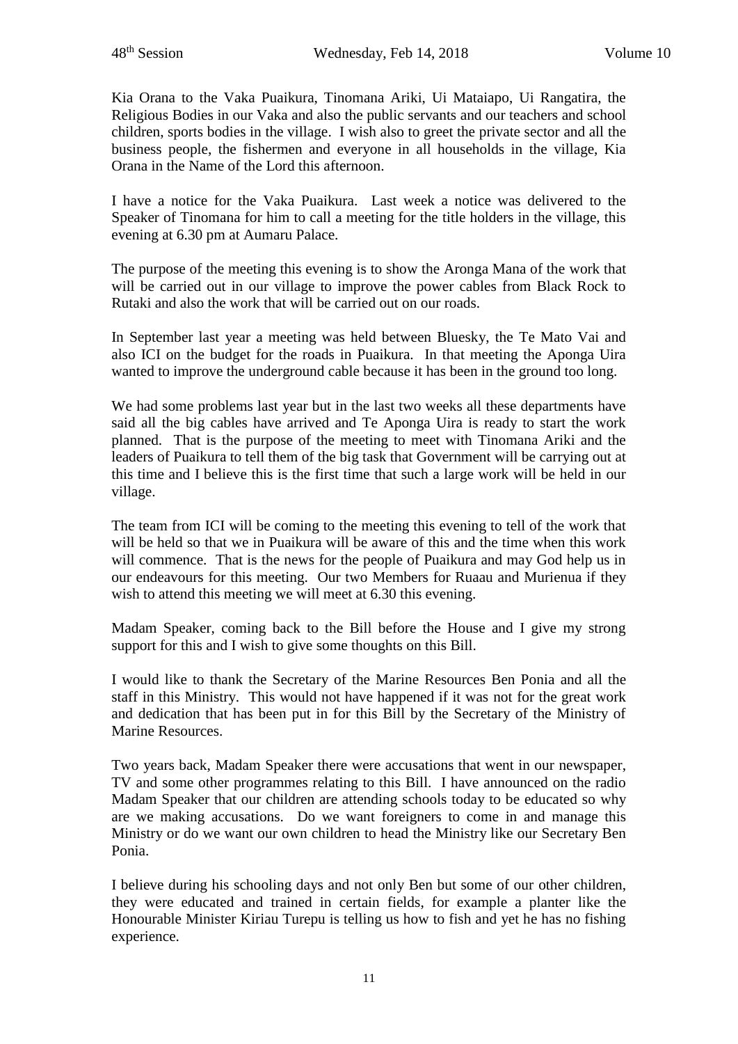Kia Orana to the Vaka Puaikura, Tinomana Ariki, Ui Mataiapo, Ui Rangatira, the Religious Bodies in our Vaka and also the public servants and our teachers and school children, sports bodies in the village. I wish also to greet the private sector and all the business people, the fishermen and everyone in all households in the village, Kia Orana in the Name of the Lord this afternoon.

I have a notice for the Vaka Puaikura. Last week a notice was delivered to the Speaker of Tinomana for him to call a meeting for the title holders in the village, this evening at 6.30 pm at Aumaru Palace.

The purpose of the meeting this evening is to show the Aronga Mana of the work that will be carried out in our village to improve the power cables from Black Rock to Rutaki and also the work that will be carried out on our roads.

In September last year a meeting was held between Bluesky, the Te Mato Vai and also ICI on the budget for the roads in Puaikura. In that meeting the Aponga Uira wanted to improve the underground cable because it has been in the ground too long.

We had some problems last year but in the last two weeks all these departments have said all the big cables have arrived and Te Aponga Uira is ready to start the work planned. That is the purpose of the meeting to meet with Tinomana Ariki and the leaders of Puaikura to tell them of the big task that Government will be carrying out at this time and I believe this is the first time that such a large work will be held in our village.

The team from ICI will be coming to the meeting this evening to tell of the work that will be held so that we in Puaikura will be aware of this and the time when this work will commence. That is the news for the people of Puaikura and may God help us in our endeavours for this meeting. Our two Members for Ruaau and Murienua if they wish to attend this meeting we will meet at 6.30 this evening.

Madam Speaker, coming back to the Bill before the House and I give my strong support for this and I wish to give some thoughts on this Bill.

I would like to thank the Secretary of the Marine Resources Ben Ponia and all the staff in this Ministry. This would not have happened if it was not for the great work and dedication that has been put in for this Bill by the Secretary of the Ministry of Marine Resources.

Two years back, Madam Speaker there were accusations that went in our newspaper, TV and some other programmes relating to this Bill. I have announced on the radio Madam Speaker that our children are attending schools today to be educated so why are we making accusations. Do we want foreigners to come in and manage this Ministry or do we want our own children to head the Ministry like our Secretary Ben Ponia.

I believe during his schooling days and not only Ben but some of our other children, they were educated and trained in certain fields, for example a planter like the Honourable Minister Kiriau Turepu is telling us how to fish and yet he has no fishing experience.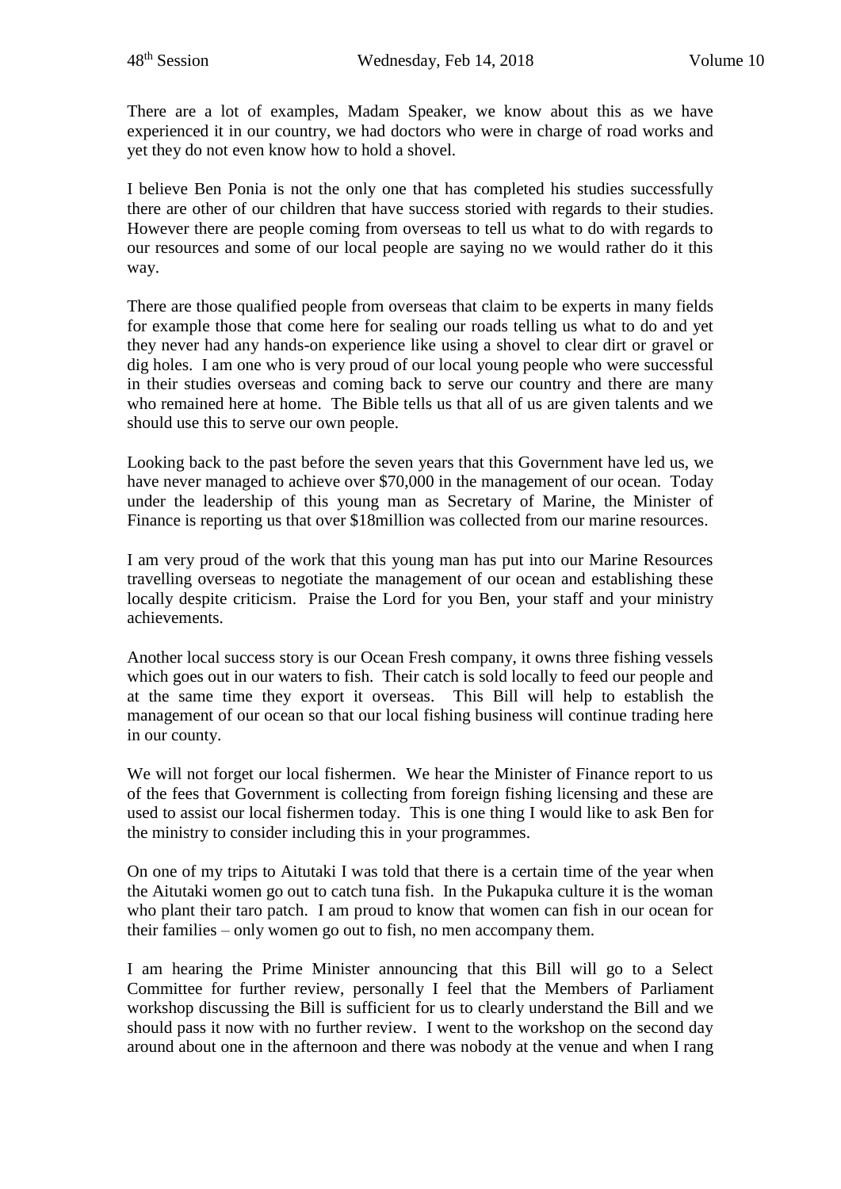There are a lot of examples, Madam Speaker, we know about this as we have experienced it in our country, we had doctors who were in charge of road works and yet they do not even know how to hold a shovel.

I believe Ben Ponia is not the only one that has completed his studies successfully there are other of our children that have success storied with regards to their studies. However there are people coming from overseas to tell us what to do with regards to our resources and some of our local people are saying no we would rather do it this way.

There are those qualified people from overseas that claim to be experts in many fields for example those that come here for sealing our roads telling us what to do and yet they never had any hands-on experience like using a shovel to clear dirt or gravel or dig holes. I am one who is very proud of our local young people who were successful in their studies overseas and coming back to serve our country and there are many who remained here at home. The Bible tells us that all of us are given talents and we should use this to serve our own people.

Looking back to the past before the seven years that this Government have led us, we have never managed to achieve over $70,000 in the management of our ocean. Today under the leadership of this young man as Secretary of Marine, the Minister of Finance is reporting us that over $18million was collected from our marine resources.

I am very proud of the work that this young man has put into our Marine Resources travelling overseas to negotiate the management of our ocean and establishing these locally despite criticism. Praise the Lord for you Ben, your staff and your ministry achievements.

Another local success story is our Ocean Fresh company, it owns three fishing vessels which goes out in our waters to fish. Their catch is sold locally to feed our people and at the same time they export it overseas. This Bill will help to establish the management of our ocean so that our local fishing business will continue trading here in our county.

We will not forget our local fishermen. We hear the Minister of Finance report to us of the fees that Government is collecting from foreign fishing licensing and these are used to assist our local fishermen today. This is one thing I would like to ask Ben for the ministry to consider including this in your programmes.

On one of my trips to Aitutaki I was told that there is a certain time of the year when the Aitutaki women go out to catch tuna fish. In the Pukapuka culture it is the woman who plant their taro patch. I am proud to know that women can fish in our ocean for their families – only women go out to fish, no men accompany them.

I am hearing the Prime Minister announcing that this Bill will go to a Select Committee for further review, personally I feel that the Members of Parliament workshop discussing the Bill is sufficient for us to clearly understand the Bill and we should pass it now with no further review. I went to the workshop on the second day around about one in the afternoon and there was nobody at the venue and when I rang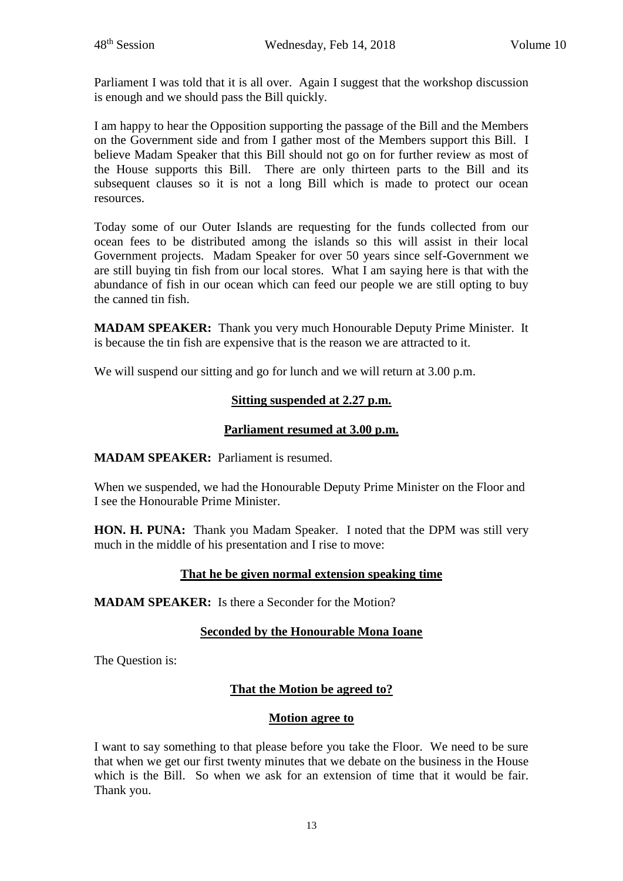Parliament I was told that it is all over. Again I suggest that the workshop discussion is enough and we should pass the Bill quickly.

I am happy to hear the Opposition supporting the passage of the Bill and the Members on the Government side and from I gather most of the Members support this Bill. I believe Madam Speaker that this Bill should not go on for further review as most of the House supports this Bill. There are only thirteen parts to the Bill and its subsequent clauses so it is not a long Bill which is made to protect our ocean resources.

Today some of our Outer Islands are requesting for the funds collected from our ocean fees to be distributed among the islands so this will assist in their local Government projects. Madam Speaker for over 50 years since self-Government we are still buying tin fish from our local stores. What I am saying here is that with the abundance of fish in our ocean which can feed our people we are still opting to buy the canned tin fish.

**MADAM SPEAKER:** Thank you very much Honourable Deputy Prime Minister. It is because the tin fish are expensive that is the reason we are attracted to it.

We will suspend our sitting and go for lunch and we will return at 3.00 p.m.

**Sitting suspended at 2.27 p.m.**

**Parliament resumed at 3.00 p.m.**

**MADAM SPEAKER:** Parliament is resumed.

When we suspended, we had the Honourable Deputy Prime Minister on the Floor and I see the Honourable Prime Minister.

**HON. H. PUNA:** Thank you Madam Speaker. I noted that the DPM was still very much in the middle of his presentation and I rise to move:

**That he be given normal extension speaking time**

**MADAM SPEAKER:** Is there a Seconder for the Motion?

**Seconded by the Honourable Mona Ioane**

The Question is:

**That the Motion be agreed to?**

**Motion agree to**

I want to say something to that please before you take the Floor. We need to be sure that when we get our first twenty minutes that we debate on the business in the House which is the Bill. So when we ask for an extension of time that it would be fair. Thank you.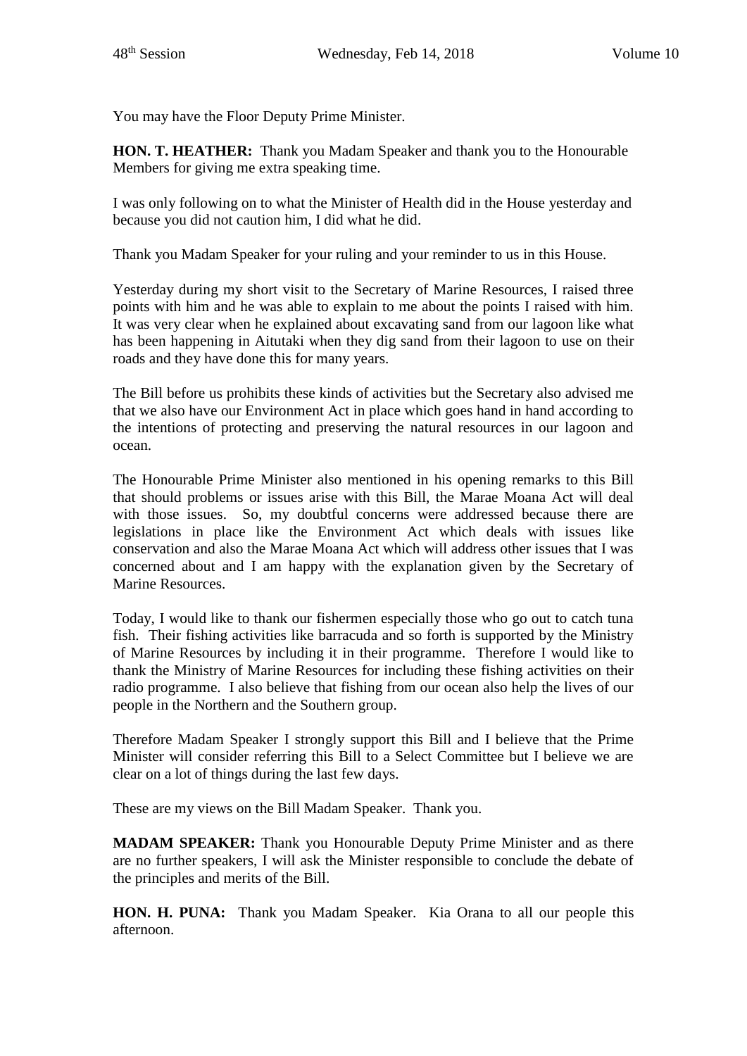You may have the Floor Deputy Prime Minister.

**HON. T. HEATHER:** Thank you Madam Speaker and thank you to the Honourable Members for giving me extra speaking time.

I was only following on to what the Minister of Health did in the House yesterday and because you did not caution him, I did what he did.

Thank you Madam Speaker for your ruling and your reminder to us in this House.

Yesterday during my short visit to the Secretary of Marine Resources, I raised three points with him and he was able to explain to me about the points I raised with him. It was very clear when he explained about excavating sand from our lagoon like what has been happening in Aitutaki when they dig sand from their lagoon to use on their roads and they have done this for many years.

The Bill before us prohibits these kinds of activities but the Secretary also advised me that we also have our Environment Act in place which goes hand in hand according to the intentions of protecting and preserving the natural resources in our lagoon and ocean.

The Honourable Prime Minister also mentioned in his opening remarks to this Bill that should problems or issues arise with this Bill, the Marae Moana Act will deal with those issues. So, my doubtful concerns were addressed because there are legislations in place like the Environment Act which deals with issues like conservation and also the Marae Moana Act which will address other issues that I was concerned about and I am happy with the explanation given by the Secretary of Marine Resources.

Today, I would like to thank our fishermen especially those who go out to catch tuna fish. Their fishing activities like barracuda and so forth is supported by the Ministry of Marine Resources by including it in their programme. Therefore I would like to thank the Ministry of Marine Resources for including these fishing activities on their radio programme. I also believe that fishing from our ocean also help the lives of our people in the Northern and the Southern group.

Therefore Madam Speaker I strongly support this Bill and I believe that the Prime Minister will consider referring this Bill to a Select Committee but I believe we are clear on a lot of things during the last few days.

These are my views on the Bill Madam Speaker. Thank you.

**MADAM SPEAKER:** Thank you Honourable Deputy Prime Minister and as there are no further speakers, I will ask the Minister responsible to conclude the debate of the principles and merits of the Bill.

**HON. H. PUNA:** Thank you Madam Speaker. Kia Orana to all our people this afternoon.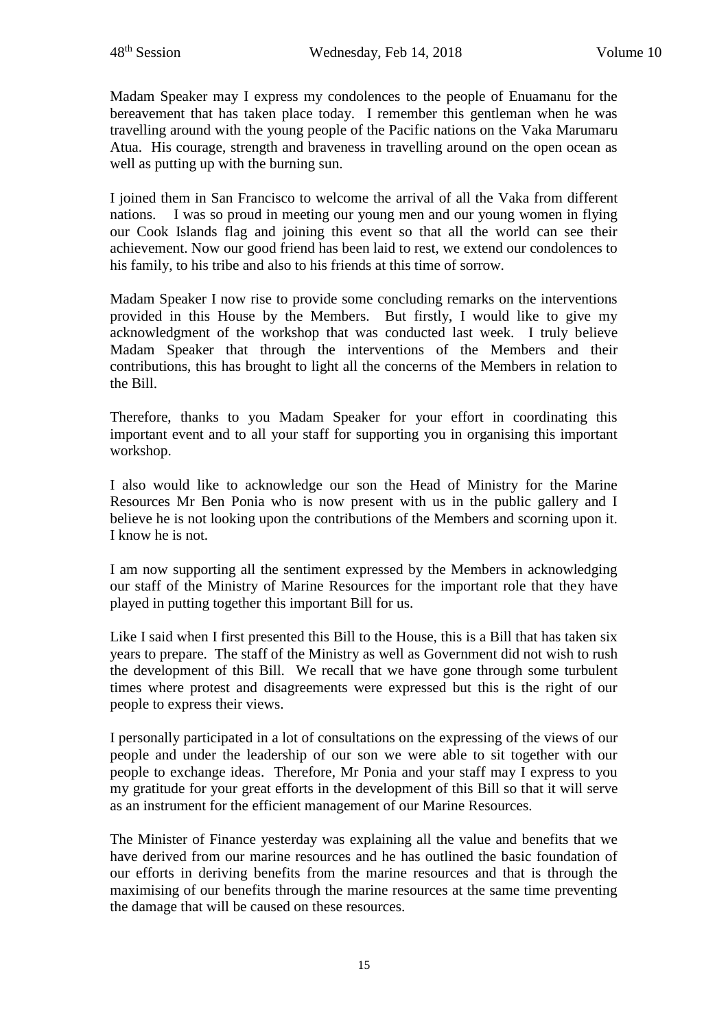Madam Speaker may I express my condolences to the people of Enuamanu for the bereavement that has taken place today. I remember this gentleman when he was travelling around with the young people of the Pacific nations on the Vaka Marumaru Atua. His courage, strength and braveness in travelling around on the open ocean as well as putting up with the burning sun.

I joined them in San Francisco to welcome the arrival of all the Vaka from different nations. I was so proud in meeting our young men and our young women in flying our Cook Islands flag and joining this event so that all the world can see their achievement. Now our good friend has been laid to rest, we extend our condolences to his family, to his tribe and also to his friends at this time of sorrow.

Madam Speaker I now rise to provide some concluding remarks on the interventions provided in this House by the Members. But firstly, I would like to give my acknowledgment of the workshop that was conducted last week. I truly believe Madam Speaker that through the interventions of the Members and their contributions, this has brought to light all the concerns of the Members in relation to the Bill.

Therefore, thanks to you Madam Speaker for your effort in coordinating this important event and to all your staff for supporting you in organising this important workshop.

I also would like to acknowledge our son the Head of Ministry for the Marine Resources Mr Ben Ponia who is now present with us in the public gallery and I believe he is not looking upon the contributions of the Members and scorning upon it. I know he is not.

I am now supporting all the sentiment expressed by the Members in acknowledging our staff of the Ministry of Marine Resources for the important role that they have played in putting together this important Bill for us.

Like I said when I first presented this Bill to the House, this is a Bill that has taken six years to prepare. The staff of the Ministry as well as Government did not wish to rush the development of this Bill. We recall that we have gone through some turbulent times where protest and disagreements were expressed but this is the right of our people to express their views.

I personally participated in a lot of consultations on the expressing of the views of our people and under the leadership of our son we were able to sit together with our people to exchange ideas. Therefore, Mr Ponia and your staff may I express to you my gratitude for your great efforts in the development of this Bill so that it will serve as an instrument for the efficient management of our Marine Resources.

The Minister of Finance yesterday was explaining all the value and benefits that we have derived from our marine resources and he has outlined the basic foundation of our efforts in deriving benefits from the marine resources and that is through the maximising of our benefits through the marine resources at the same time preventing the damage that will be caused on these resources.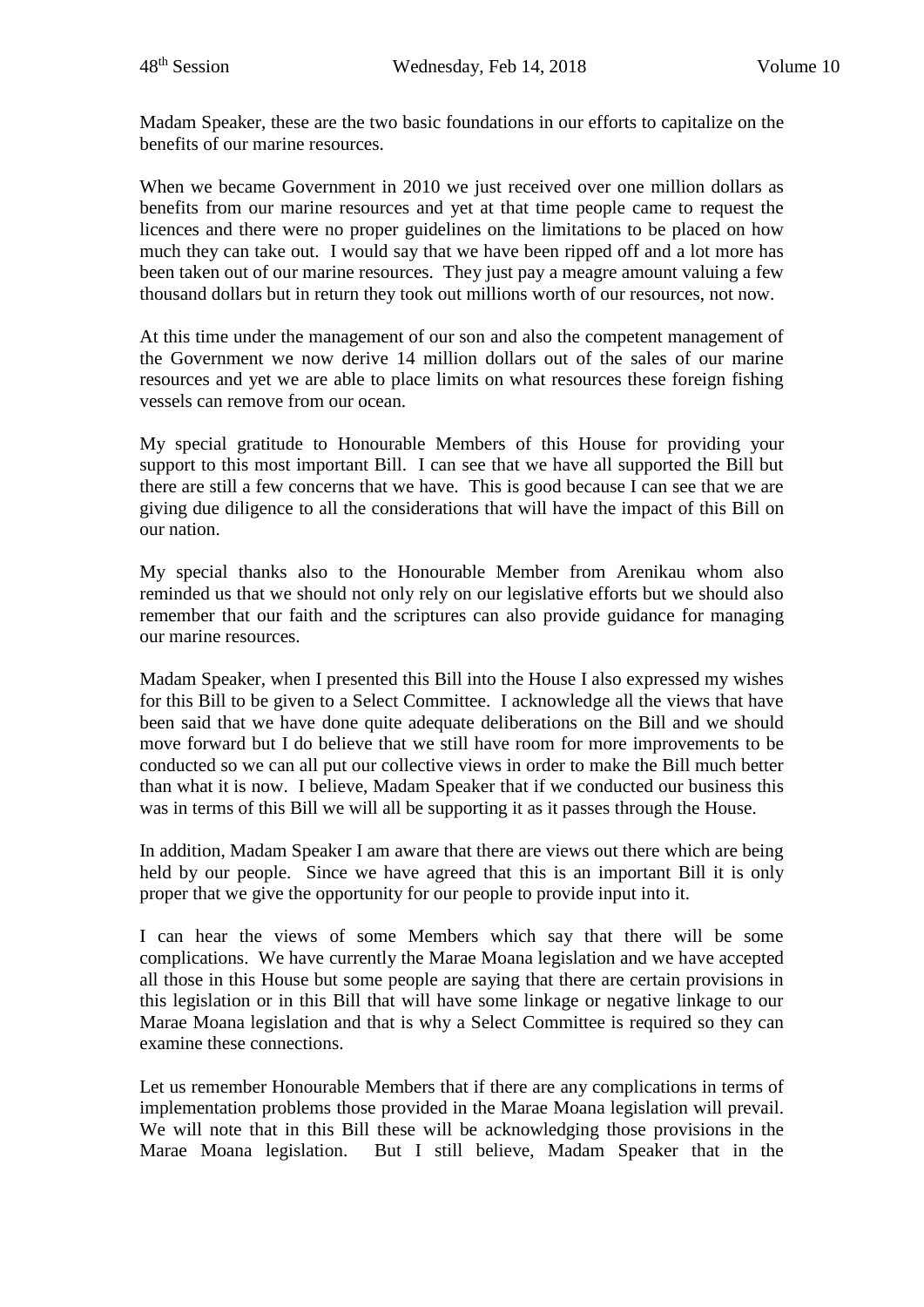Madam Speaker, these are the two basic foundations in our efforts to capitalize on the benefits of our marine resources.

When we became Government in 2010 we just received over one million dollars as benefits from our marine resources and yet at that time people came to request the licences and there were no proper guidelines on the limitations to be placed on how much they can take out. I would say that we have been ripped off and a lot more has been taken out of our marine resources. They just pay a meagre amount valuing a few thousand dollars but in return they took out millions worth of our resources, not now.

At this time under the management of our son and also the competent management of the Government we now derive 14 million dollars out of the sales of our marine resources and yet we are able to place limits on what resources these foreign fishing vessels can remove from our ocean.

My special gratitude to Honourable Members of this House for providing your support to this most important Bill. I can see that we have all supported the Bill but there are still a few concerns that we have. This is good because I can see that we are giving due diligence to all the considerations that will have the impact of this Bill on our nation.

My special thanks also to the Honourable Member from Arenikau whom also reminded us that we should not only rely on our legislative efforts but we should also remember that our faith and the scriptures can also provide guidance for managing our marine resources.

Madam Speaker, when I presented this Bill into the House I also expressed my wishes for this Bill to be given to a Select Committee. I acknowledge all the views that have been said that we have done quite adequate deliberations on the Bill and we should move forward but I do believe that we still have room for more improvements to be conducted so we can all put our collective views in order to make the Bill much better than what it is now. I believe, Madam Speaker that if we conducted our business this was in terms of this Bill we will all be supporting it as it passes through the House.

In addition, Madam Speaker I am aware that there are views out there which are being held by our people. Since we have agreed that this is an important Bill it is only proper that we give the opportunity for our people to provide input into it.

I can hear the views of some Members which say that there will be some complications. We have currently the Marae Moana legislation and we have accepted all those in this House but some people are saying that there are certain provisions in this legislation or in this Bill that will have some linkage or negative linkage to our Marae Moana legislation and that is why a Select Committee is required so they can examine these connections.

Let us remember Honourable Members that if there are any complications in terms of implementation problems those provided in the Marae Moana legislation will prevail. We will note that in this Bill these will be acknowledging those provisions in the Marae Moana legislation. But I still believe, Madam Speaker that in the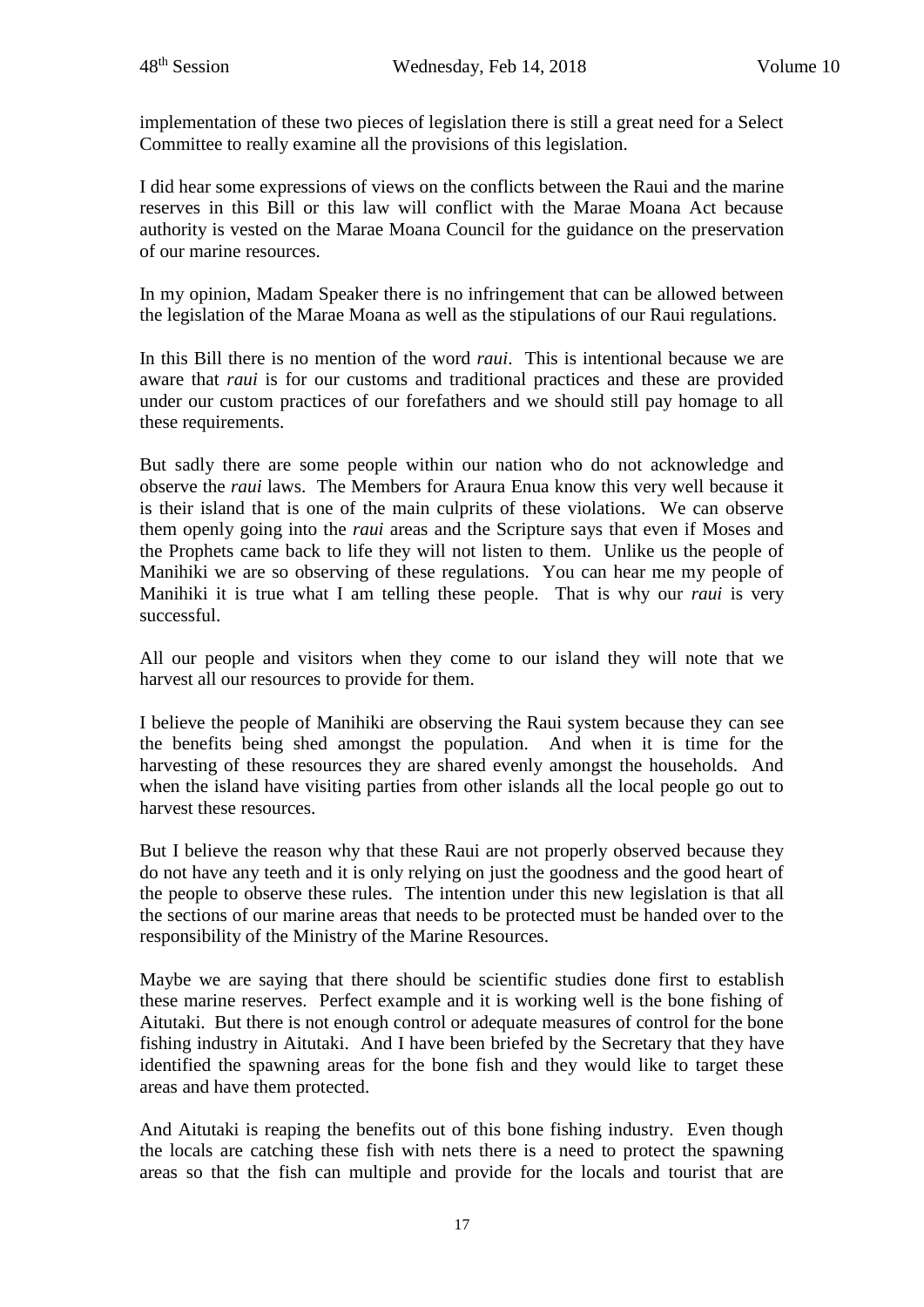implementation of these two pieces of legislation there is still a great need for a Select Committee to really examine all the provisions of this legislation.

I did hear some expressions of views on the conflicts between the Raui and the marine reserves in this Bill or this law will conflict with the Marae Moana Act because authority is vested on the Marae Moana Council for the guidance on the preservation of our marine resources.

In my opinion, Madam Speaker there is no infringement that can be allowed between the legislation of the Marae Moana as well as the stipulations of our Raui regulations.

In this Bill there is no mention of the word *raui*. This is intentional because we are aware that *raui* is for our customs and traditional practices and these are provided under our custom practices of our forefathers and we should still pay homage to all these requirements.

But sadly there are some people within our nation who do not acknowledge and observe the *raui* laws. The Members for Araura Enua know this very well because it is their island that is one of the main culprits of these violations. We can observe them openly going into the *raui* areas and the Scripture says that even if Moses and the Prophets came back to life they will not listen to them. Unlike us the people of Manihiki we are so observing of these regulations. You can hear me my people of Manihiki it is true what I am telling these people. That is why our *raui* is very successful.

All our people and visitors when they come to our island they will note that we harvest all our resources to provide for them.

I believe the people of Manihiki are observing the Raui system because they can see the benefits being shed amongst the population. And when it is time for the harvesting of these resources they are shared evenly amongst the households. And when the island have visiting parties from other islands all the local people go out to harvest these resources.

But I believe the reason why that these Raui are not properly observed because they do not have any teeth and it is only relying on just the goodness and the good heart of the people to observe these rules. The intention under this new legislation is that all the sections of our marine areas that needs to be protected must be handed over to the responsibility of the Ministry of the Marine Resources.

Maybe we are saying that there should be scientific studies done first to establish these marine reserves. Perfect example and it is working well is the bone fishing of Aitutaki. But there is not enough control or adequate measures of control for the bone fishing industry in Aitutaki. And I have been briefed by the Secretary that they have identified the spawning areas for the bone fish and they would like to target these areas and have them protected.

And Aitutaki is reaping the benefits out of this bone fishing industry. Even though the locals are catching these fish with nets there is a need to protect the spawning areas so that the fish can multiple and provide for the locals and tourist that are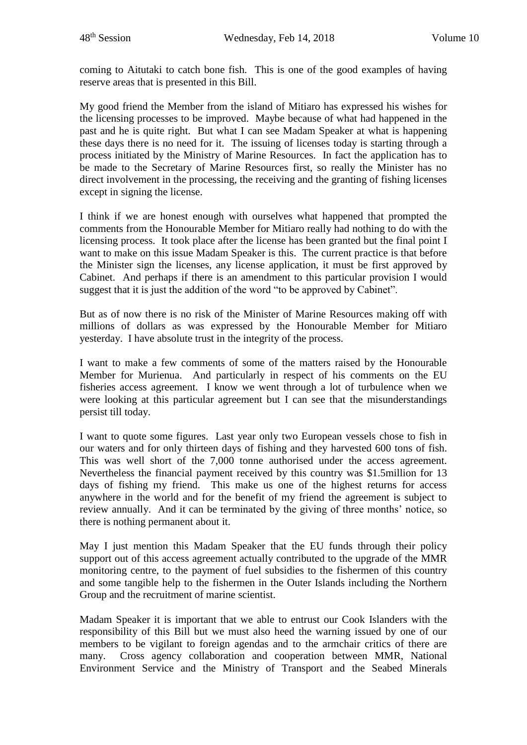coming to Aitutaki to catch bone fish. This is one of the good examples of having reserve areas that is presented in this Bill.

My good friend the Member from the island of Mitiaro has expressed his wishes for the licensing processes to be improved. Maybe because of what had happened in the past and he is quite right. But what I can see Madam Speaker at what is happening these days there is no need for it. The issuing of licenses today is starting through a process initiated by the Ministry of Marine Resources. In fact the application has to be made to the Secretary of Marine Resources first, so really the Minister has no direct involvement in the processing, the receiving and the granting of fishing licenses except in signing the license.

I think if we are honest enough with ourselves what happened that prompted the comments from the Honourable Member for Mitiaro really had nothing to do with the licensing process. It took place after the license has been granted but the final point I want to make on this issue Madam Speaker is this. The current practice is that before the Minister sign the licenses, any license application, it must be first approved by Cabinet. And perhaps if there is an amendment to this particular provision I would suggest that it is just the addition of the word "to be approved by Cabinet".

But as of now there is no risk of the Minister of Marine Resources making off with millions of dollars as was expressed by the Honourable Member for Mitiaro yesterday. I have absolute trust in the integrity of the process.

I want to make a few comments of some of the matters raised by the Honourable Member for Murienua. And particularly in respect of his comments on the EU fisheries access agreement. I know we went through a lot of turbulence when we were looking at this particular agreement but I can see that the misunderstandings persist till today.

I want to quote some figures. Last year only two European vessels chose to fish in our waters and for only thirteen days of fishing and they harvested 600 tons of fish. This was well short of the 7,000 tonne authorised under the access agreement. Nevertheless the financial payment received by this country was $1.5million for 13 days of fishing my friend. This make us one of the highest returns for access anywhere in the world and for the benefit of my friend the agreement is subject to review annually. And it can be terminated by the giving of three months' notice, so there is nothing permanent about it.

May I just mention this Madam Speaker that the EU funds through their policy support out of this access agreement actually contributed to the upgrade of the MMR monitoring centre, to the payment of fuel subsidies to the fishermen of this country and some tangible help to the fishermen in the Outer Islands including the Northern Group and the recruitment of marine scientist.

Madam Speaker it is important that we able to entrust our Cook Islanders with the responsibility of this Bill but we must also heed the warning issued by one of our members to be vigilant to foreign agendas and to the armchair critics of there are many. Cross agency collaboration and cooperation between MMR, National Environment Service and the Ministry of Transport and the Seabed Minerals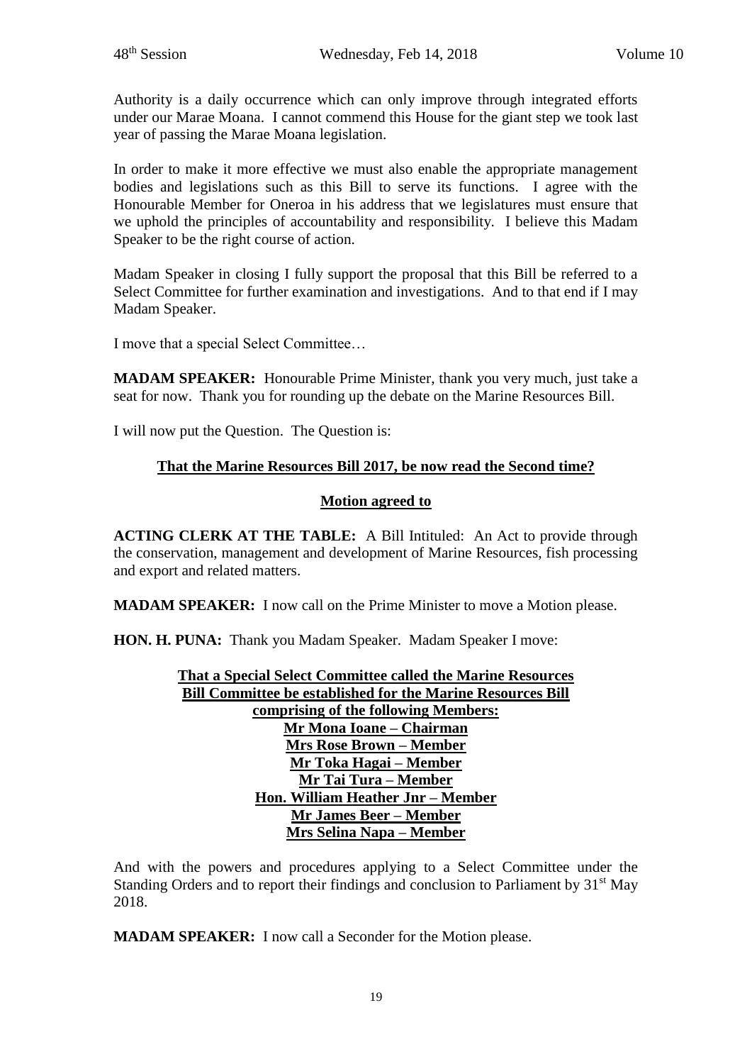Authority is a daily occurrence which can only improve through integrated efforts under our Marae Moana. I cannot commend this House for the giant step we took last year of passing the Marae Moana legislation.

In order to make it more effective we must also enable the appropriate management bodies and legislations such as this Bill to serve its functions. I agree with the Honourable Member for Oneroa in his address that we legislatures must ensure that we uphold the principles of accountability and responsibility. I believe this Madam Speaker to be the right course of action.

Madam Speaker in closing I fully support the proposal that this Bill be referred to a Select Committee for further examination and investigations. And to that end if I may Madam Speaker.

I move that a special Select Committee…

**MADAM SPEAKER:** Honourable Prime Minister, thank you very much, just take a seat for now. Thank you for rounding up the debate on the Marine Resources Bill.

I will now put the Question. The Question is:

<div align="center">

**<u>That the Marine Resources Bill 2017, be now read the Second time?</u>**

**<u>Motion agreed to</u>**

</div>

**ACTING CLERK AT THE TABLE:** A Bill Intituled: An Act to provide through the conservation, management and development of Marine Resources, fish processing and export and related matters.

**MADAM SPEAKER:** I now call on the Prime Minister to move a Motion please.

**HON. H. PUNA:** Thank you Madam Speaker. Madam Speaker I move:

<div align="center">

**<u>That a Special Select Committee called the Marine Resources Bill Committee be established for the Marine Resources Bill comprising of the following Members:</u>**
**<u>Mr Mona Ioane – Chairman</u>**
**<u>Mrs Rose Brown – Member</u>**
**<u>Mr Toka Hagai – Member</u>**
**<u>Mr Tai Tura – Member</u>**
**<u>Hon. William Heather Jnr – Member</u>**
**<u>Mr James Beer – Member</u>**
**<u>Mrs Selina Napa – Member</u>**

</div>

And with the powers and procedures applying to a Select Committee under the Standing Orders and to report their findings and conclusion to Parliament by 31st May 2018.

**MADAM SPEAKER:** I now call a Seconder for the Motion please.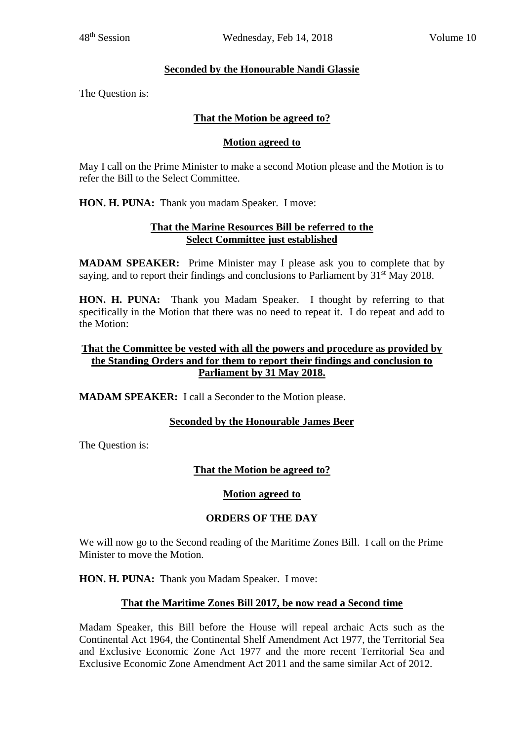**Seconded by the Honourable Nandi Glassie**

The Question is:

**That the Motion be agreed to?**

**Motion agreed to**

May I call on the Prime Minister to make a second Motion please and the Motion is to refer the Bill to the Select Committee.

**HON. H. PUNA:** Thank you madam Speaker. I move:

**That the Marine Resources Bill be referred to the Select Committee just established**

**MADAM SPEAKER:** Prime Minister may I please ask you to complete that by saying, and to report their findings and conclusions to Parliament by 31st May 2018.

**HON. H. PUNA:** Thank you Madam Speaker. I thought by referring to that specifically in the Motion that there was no need to repeat it. I do repeat and add to the Motion:

**That the Committee be vested with all the powers and procedure as provided by the Standing Orders and for them to report their findings and conclusion to Parliament by 31 May 2018.**

**MADAM SPEAKER:** I call a Seconder to the Motion please.

**Seconded by the Honourable James Beer**

The Question is:

**That the Motion be agreed to?**

**Motion agreed to**

**ORDERS OF THE DAY**

We will now go to the Second reading of the Maritime Zones Bill. I call on the Prime Minister to move the Motion.

**HON. H. PUNA:** Thank you Madam Speaker. I move:

**That the Maritime Zones Bill 2017, be now read a Second time**

Madam Speaker, this Bill before the House will repeal archaic Acts such as the Continental Act 1964, the Continental Shelf Amendment Act 1977, the Territorial Sea and Exclusive Economic Zone Act 1977 and the more recent Territorial Sea and Exclusive Economic Zone Amendment Act 2011 and the same similar Act of 2012.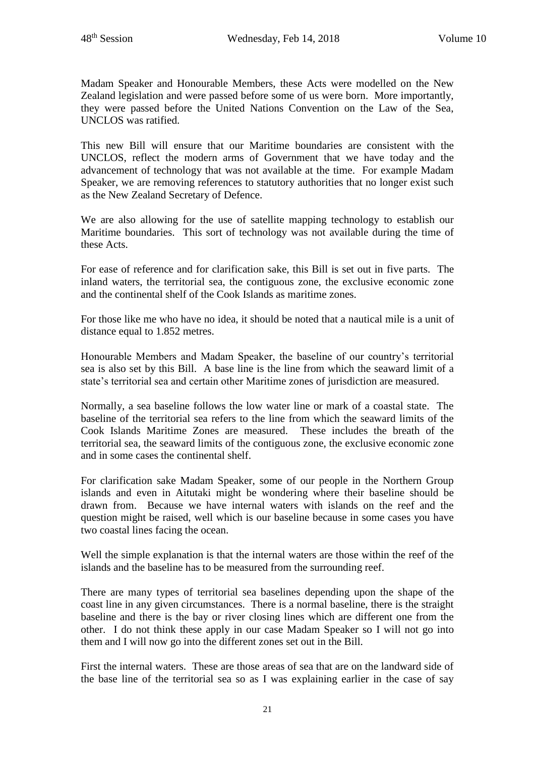Madam Speaker and Honourable Members, these Acts were modelled on the New Zealand legislation and were passed before some of us were born. More importantly, they were passed before the United Nations Convention on the Law of the Sea, UNCLOS was ratified.

This new Bill will ensure that our Maritime boundaries are consistent with the UNCLOS, reflect the modern arms of Government that we have today and the advancement of technology that was not available at the time. For example Madam Speaker, we are removing references to statutory authorities that no longer exist such as the New Zealand Secretary of Defence.

We are also allowing for the use of satellite mapping technology to establish our Maritime boundaries. This sort of technology was not available during the time of these Acts.

For ease of reference and for clarification sake, this Bill is set out in five parts. The inland waters, the territorial sea, the contiguous zone, the exclusive economic zone and the continental shelf of the Cook Islands as maritime zones.

For those like me who have no idea, it should be noted that a nautical mile is a unit of distance equal to 1.852 metres.

Honourable Members and Madam Speaker, the baseline of our country's territorial sea is also set by this Bill. A base line is the line from which the seaward limit of a state's territorial sea and certain other Maritime zones of jurisdiction are measured.

Normally, a sea baseline follows the low water line or mark of a coastal state. The baseline of the territorial sea refers to the line from which the seaward limits of the Cook Islands Maritime Zones are measured. These includes the breath of the territorial sea, the seaward limits of the contiguous zone, the exclusive economic zone and in some cases the continental shelf.

For clarification sake Madam Speaker, some of our people in the Northern Group islands and even in Aitutaki might be wondering where their baseline should be drawn from. Because we have internal waters with islands on the reef and the question might be raised, well which is our baseline because in some cases you have two coastal lines facing the ocean.

Well the simple explanation is that the internal waters are those within the reef of the islands and the baseline has to be measured from the surrounding reef.

There are many types of territorial sea baselines depending upon the shape of the coast line in any given circumstances. There is a normal baseline, there is the straight baseline and there is the bay or river closing lines which are different one from the other. I do not think these apply in our case Madam Speaker so I will not go into them and I will now go into the different zones set out in the Bill.

First the internal waters. These are those areas of sea that are on the landward side of the base line of the territorial sea so as I was explaining earlier in the case of say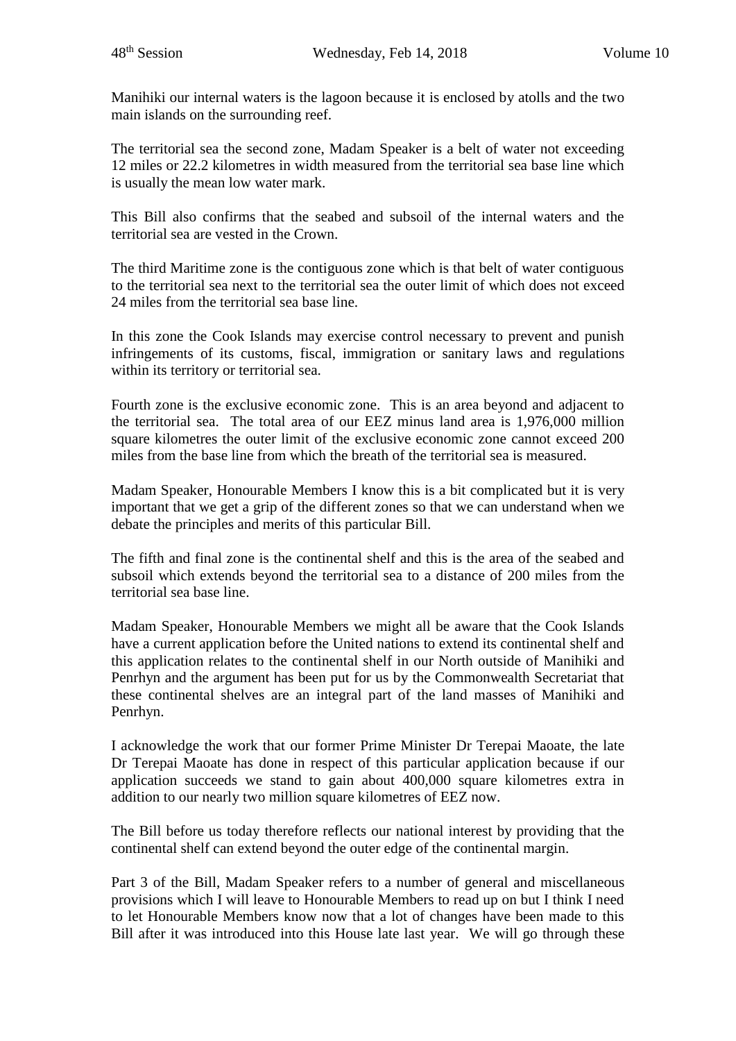Manihiki our internal waters is the lagoon because it is enclosed by atolls and the two main islands on the surrounding reef.

The territorial sea the second zone, Madam Speaker is a belt of water not exceeding 12 miles or 22.2 kilometres in width measured from the territorial sea base line which is usually the mean low water mark.

This Bill also confirms that the seabed and subsoil of the internal waters and the territorial sea are vested in the Crown.

The third Maritime zone is the contiguous zone which is that belt of water contiguous to the territorial sea next to the territorial sea the outer limit of which does not exceed 24 miles from the territorial sea base line.

In this zone the Cook Islands may exercise control necessary to prevent and punish infringements of its customs, fiscal, immigration or sanitary laws and regulations within its territory or territorial sea.

Fourth zone is the exclusive economic zone. This is an area beyond and adjacent to the territorial sea. The total area of our EEZ minus land area is 1,976,000 million square kilometres the outer limit of the exclusive economic zone cannot exceed 200 miles from the base line from which the breath of the territorial sea is measured.

Madam Speaker, Honourable Members I know this is a bit complicated but it is very important that we get a grip of the different zones so that we can understand when we debate the principles and merits of this particular Bill.

The fifth and final zone is the continental shelf and this is the area of the seabed and subsoil which extends beyond the territorial sea to a distance of 200 miles from the territorial sea base line.

Madam Speaker, Honourable Members we might all be aware that the Cook Islands have a current application before the United nations to extend its continental shelf and this application relates to the continental shelf in our North outside of Manihiki and Penrhyn and the argument has been put for us by the Commonwealth Secretariat that these continental shelves are an integral part of the land masses of Manihiki and Penrhyn.

I acknowledge the work that our former Prime Minister Dr Terepai Maoate, the late Dr Terepai Maoate has done in respect of this particular application because if our application succeeds we stand to gain about 400,000 square kilometres extra in addition to our nearly two million square kilometres of EEZ now.

The Bill before us today therefore reflects our national interest by providing that the continental shelf can extend beyond the outer edge of the continental margin.

Part 3 of the Bill, Madam Speaker refers to a number of general and miscellaneous provisions which I will leave to Honourable Members to read up on but I think I need to let Honourable Members know now that a lot of changes have been made to this Bill after it was introduced into this House late last year. We will go through these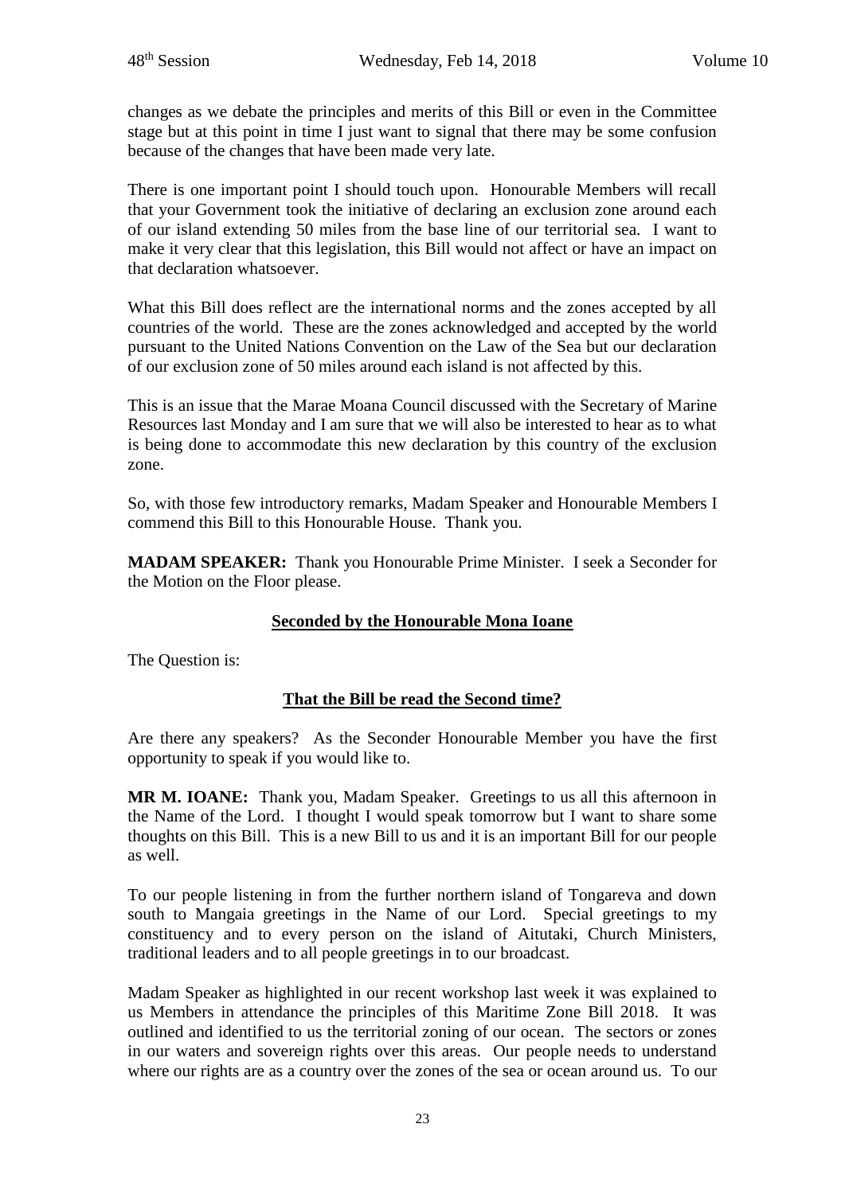changes as we debate the principles and merits of this Bill or even in the Committee stage but at this point in time I just want to signal that there may be some confusion because of the changes that have been made very late.

There is one important point I should touch upon. Honourable Members will recall that your Government took the initiative of declaring an exclusion zone around each of our island extending 50 miles from the base line of our territorial sea. I want to make it very clear that this legislation, this Bill would not affect or have an impact on that declaration whatsoever.

What this Bill does reflect are the international norms and the zones accepted by all countries of the world. These are the zones acknowledged and accepted by the world pursuant to the United Nations Convention on the Law of the Sea but our declaration of our exclusion zone of 50 miles around each island is not affected by this.

This is an issue that the Marae Moana Council discussed with the Secretary of Marine Resources last Monday and I am sure that we will also be interested to hear as to what is being done to accommodate this new declaration by this country of the exclusion zone.

So, with those few introductory remarks, Madam Speaker and Honourable Members I commend this Bill to this Honourable House. Thank you.

**MADAM SPEAKER:** Thank you Honourable Prime Minister. I seek a Seconder for the Motion on the Floor please.

**Seconded by the Honourable Mona Ioane**

The Question is:

**That the Bill be read the Second time?**

Are there any speakers? As the Seconder Honourable Member you have the first opportunity to speak if you would like to.

**MR M. IOANE:** Thank you, Madam Speaker. Greetings to us all this afternoon in the Name of the Lord. I thought I would speak tomorrow but I want to share some thoughts on this Bill. This is a new Bill to us and it is an important Bill for our people as well.

To our people listening in from the further northern island of Tongareva and down south to Mangaia greetings in the Name of our Lord. Special greetings to my constituency and to every person on the island of Aitutaki, Church Ministers, traditional leaders and to all people greetings in to our broadcast.

Madam Speaker as highlighted in our recent workshop last week it was explained to us Members in attendance the principles of this Maritime Zone Bill 2018. It was outlined and identified to us the territorial zoning of our ocean. The sectors or zones in our waters and sovereign rights over this areas. Our people needs to understand where our rights are as a country over the zones of the sea or ocean around us. To our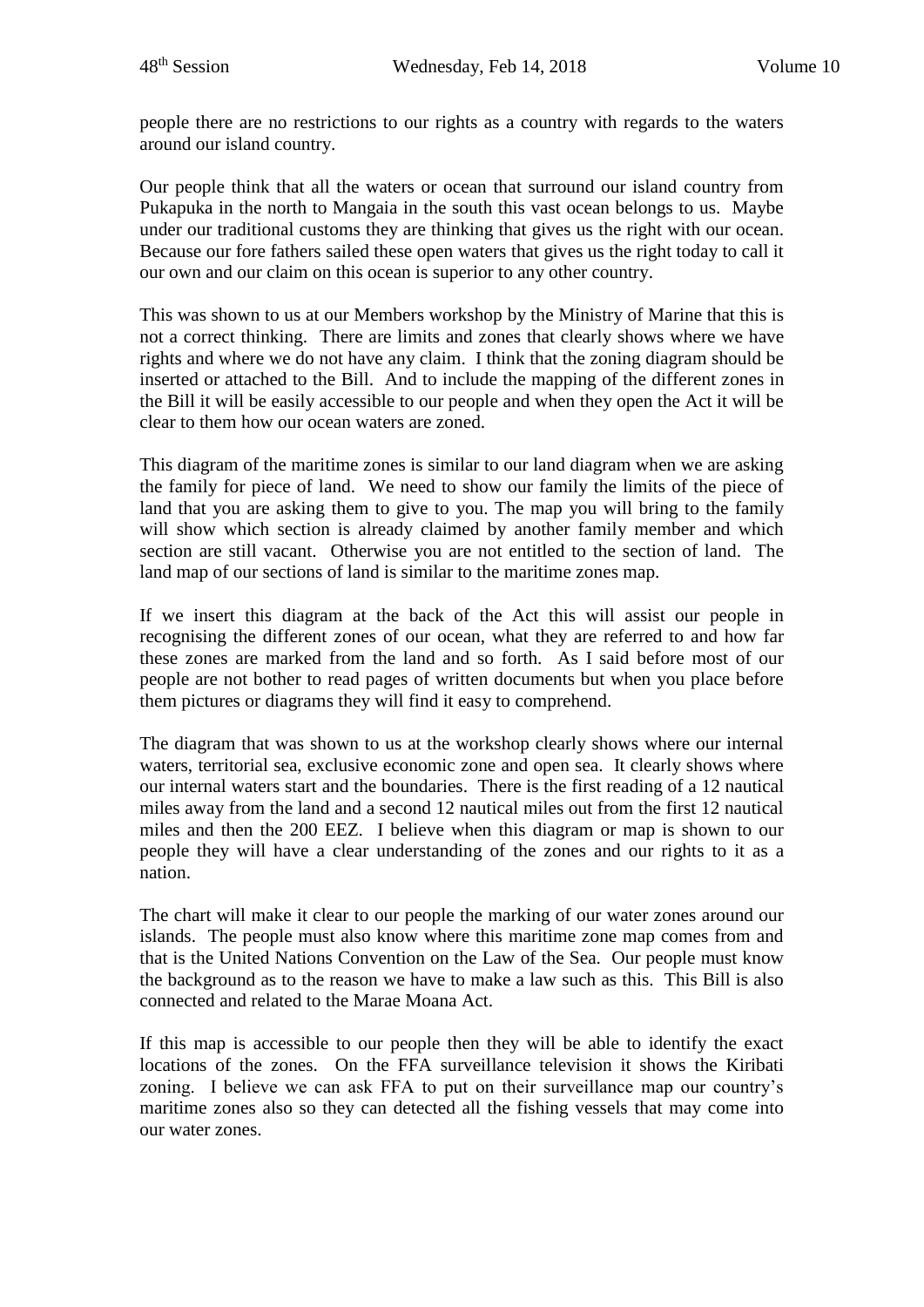people there are no restrictions to our rights as a country with regards to the waters around our island country.

Our people think that all the waters or ocean that surround our island country from Pukapuka in the north to Mangaia in the south this vast ocean belongs to us. Maybe under our traditional customs they are thinking that gives us the right with our ocean. Because our fore fathers sailed these open waters that gives us the right today to call it our own and our claim on this ocean is superior to any other country.

This was shown to us at our Members workshop by the Ministry of Marine that this is not a correct thinking. There are limits and zones that clearly shows where we have rights and where we do not have any claim. I think that the zoning diagram should be inserted or attached to the Bill. And to include the mapping of the different zones in the Bill it will be easily accessible to our people and when they open the Act it will be clear to them how our ocean waters are zoned.

This diagram of the maritime zones is similar to our land diagram when we are asking the family for piece of land. We need to show our family the limits of the piece of land that you are asking them to give to you. The map you will bring to the family will show which section is already claimed by another family member and which section are still vacant. Otherwise you are not entitled to the section of land. The land map of our sections of land is similar to the maritime zones map.

If we insert this diagram at the back of the Act this will assist our people in recognising the different zones of our ocean, what they are referred to and how far these zones are marked from the land and so forth. As I said before most of our people are not bother to read pages of written documents but when you place before them pictures or diagrams they will find it easy to comprehend.

The diagram that was shown to us at the workshop clearly shows where our internal waters, territorial sea, exclusive economic zone and open sea. It clearly shows where our internal waters start and the boundaries. There is the first reading of a 12 nautical miles away from the land and a second 12 nautical miles out from the first 12 nautical miles and then the 200 EEZ. I believe when this diagram or map is shown to our people they will have a clear understanding of the zones and our rights to it as a nation.

The chart will make it clear to our people the marking of our water zones around our islands. The people must also know where this maritime zone map comes from and that is the United Nations Convention on the Law of the Sea. Our people must know the background as to the reason we have to make a law such as this. This Bill is also connected and related to the Marae Moana Act.

If this map is accessible to our people then they will be able to identify the exact locations of the zones. On the FFA surveillance television it shows the Kiribati zoning. I believe we can ask FFA to put on their surveillance map our country's maritime zones also so they can detected all the fishing vessels that may come into our water zones.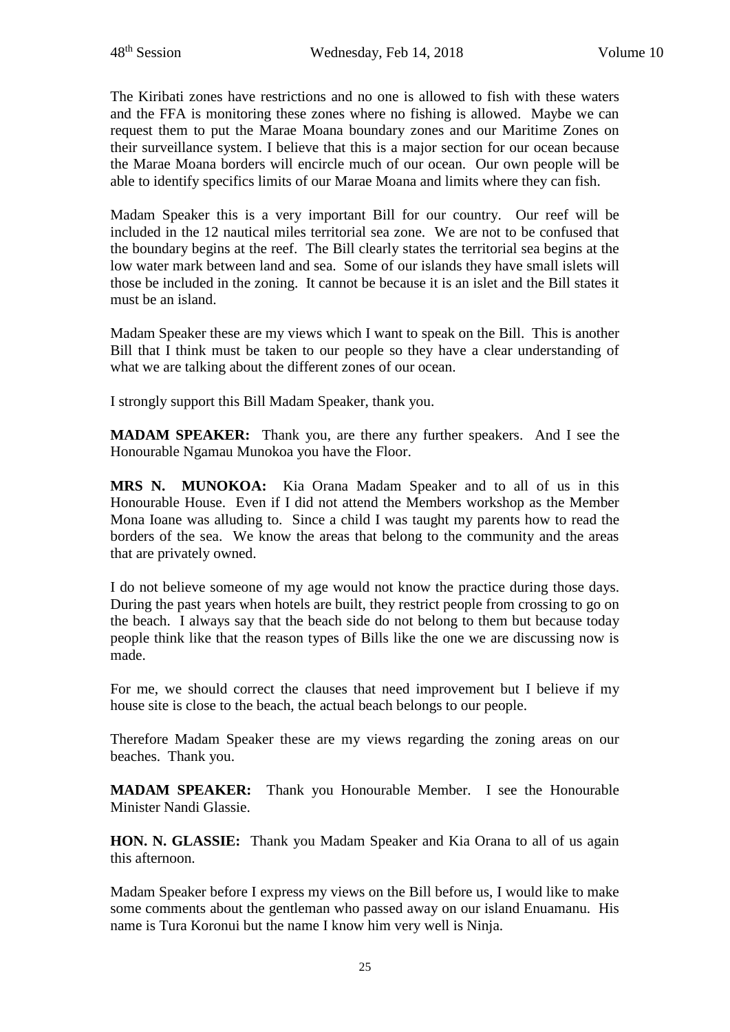The Kiribati zones have restrictions and no one is allowed to fish with these waters and the FFA is monitoring these zones where no fishing is allowed. Maybe we can request them to put the Marae Moana boundary zones and our Maritime Zones on their surveillance system. I believe that this is a major section for our ocean because the Marae Moana borders will encircle much of our ocean. Our own people will be able to identify specifics limits of our Marae Moana and limits where they can fish.

Madam Speaker this is a very important Bill for our country. Our reef will be included in the 12 nautical miles territorial sea zone. We are not to be confused that the boundary begins at the reef. The Bill clearly states the territorial sea begins at the low water mark between land and sea. Some of our islands they have small islets will those be included in the zoning. It cannot be because it is an islet and the Bill states it must be an island.

Madam Speaker these are my views which I want to speak on the Bill. This is another Bill that I think must be taken to our people so they have a clear understanding of what we are talking about the different zones of our ocean.

I strongly support this Bill Madam Speaker, thank you.

**MADAM SPEAKER:** Thank you, are there any further speakers. And I see the Honourable Ngamau Munokoa you have the Floor.

**MRS N. MUNOKOA:** Kia Orana Madam Speaker and to all of us in this Honourable House. Even if I did not attend the Members workshop as the Member Mona Ioane was alluding to. Since a child I was taught my parents how to read the borders of the sea. We know the areas that belong to the community and the areas that are privately owned.

I do not believe someone of my age would not know the practice during those days. During the past years when hotels are built, they restrict people from crossing to go on the beach. I always say that the beach side do not belong to them but because today people think like that the reason types of Bills like the one we are discussing now is made.

For me, we should correct the clauses that need improvement but I believe if my house site is close to the beach, the actual beach belongs to our people.

Therefore Madam Speaker these are my views regarding the zoning areas on our beaches. Thank you.

**MADAM SPEAKER:** Thank you Honourable Member. I see the Honourable Minister Nandi Glassie.

**HON. N. GLASSIE:** Thank you Madam Speaker and Kia Orana to all of us again this afternoon.

Madam Speaker before I express my views on the Bill before us, I would like to make some comments about the gentleman who passed away on our island Enuamanu. His name is Tura Koronui but the name I know him very well is Ninja.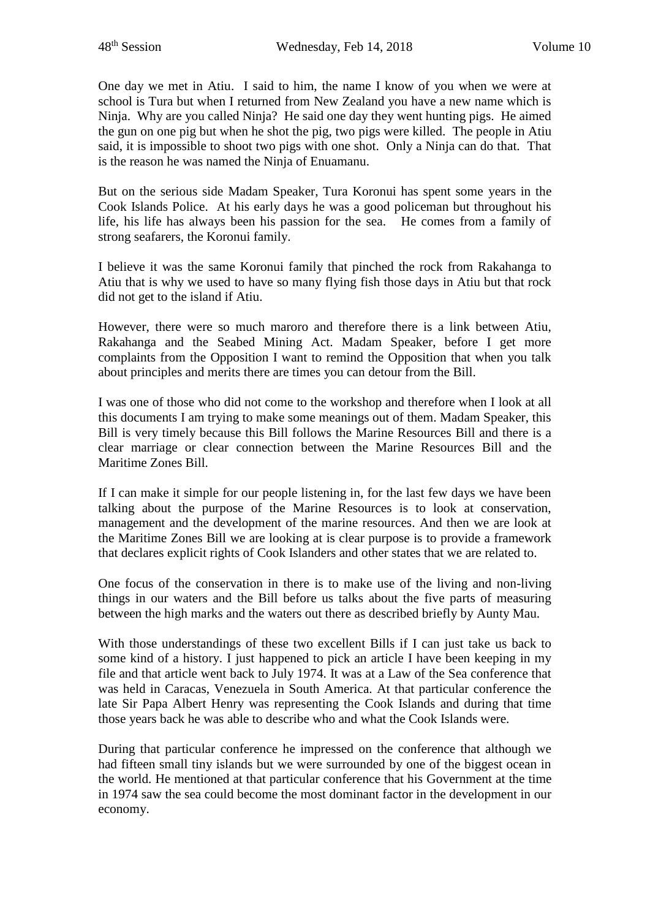One day we met in Atiu. I said to him, the name I know of you when we were at school is Tura but when I returned from New Zealand you have a new name which is Ninja. Why are you called Ninja? He said one day they went hunting pigs. He aimed the gun on one pig but when he shot the pig, two pigs were killed. The people in Atiu said, it is impossible to shoot two pigs with one shot. Only a Ninja can do that. That is the reason he was named the Ninja of Enuamanu.

But on the serious side Madam Speaker, Tura Koronui has spent some years in the Cook Islands Police. At his early days he was a good policeman but throughout his life, his life has always been his passion for the sea. He comes from a family of strong seafarers, the Koronui family.

I believe it was the same Koronui family that pinched the rock from Rakahanga to Atiu that is why we used to have so many flying fish those days in Atiu but that rock did not get to the island if Atiu.

However, there were so much maroro and therefore there is a link between Atiu, Rakahanga and the Seabed Mining Act. Madam Speaker, before I get more complaints from the Opposition I want to remind the Opposition that when you talk about principles and merits there are times you can detour from the Bill.

I was one of those who did not come to the workshop and therefore when I look at all this documents I am trying to make some meanings out of them. Madam Speaker, this Bill is very timely because this Bill follows the Marine Resources Bill and there is a clear marriage or clear connection between the Marine Resources Bill and the Maritime Zones Bill.

If I can make it simple for our people listening in, for the last few days we have been talking about the purpose of the Marine Resources is to look at conservation, management and the development of the marine resources. And then we are look at the Maritime Zones Bill we are looking at is clear purpose is to provide a framework that declares explicit rights of Cook Islanders and other states that we are related to.

One focus of the conservation in there is to make use of the living and non-living things in our waters and the Bill before us talks about the five parts of measuring between the high marks and the waters out there as described briefly by Aunty Mau.

With those understandings of these two excellent Bills if I can just take us back to some kind of a history. I just happened to pick an article I have been keeping in my file and that article went back to July 1974. It was at a Law of the Sea conference that was held in Caracas, Venezuela in South America. At that particular conference the late Sir Papa Albert Henry was representing the Cook Islands and during that time those years back he was able to describe who and what the Cook Islands were.

During that particular conference he impressed on the conference that although we had fifteen small tiny islands but we were surrounded by one of the biggest ocean in the world. He mentioned at that particular conference that his Government at the time in 1974 saw the sea could become the most dominant factor in the development in our economy.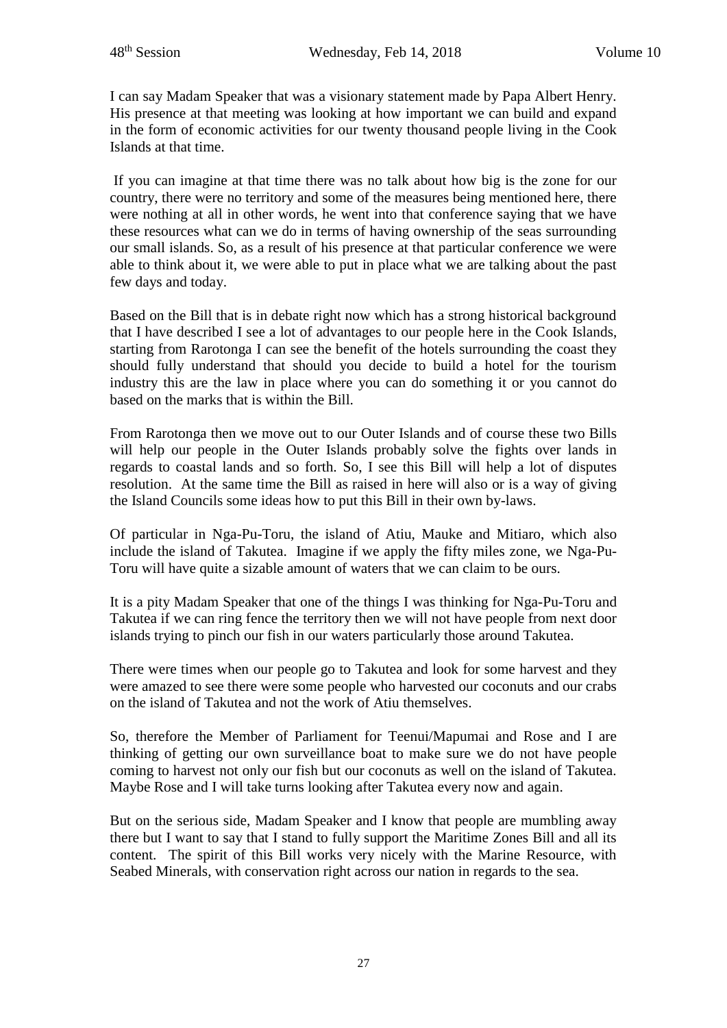I can say Madam Speaker that was a visionary statement made by Papa Albert Henry. His presence at that meeting was looking at how important we can build and expand in the form of economic activities for our twenty thousand people living in the Cook Islands at that time.

If you can imagine at that time there was no talk about how big is the zone for our country, there were no territory and some of the measures being mentioned here, there were nothing at all in other words, he went into that conference saying that we have these resources what can we do in terms of having ownership of the seas surrounding our small islands. So, as a result of his presence at that particular conference we were able to think about it, we were able to put in place what we are talking about the past few days and today.

Based on the Bill that is in debate right now which has a strong historical background that I have described I see a lot of advantages to our people here in the Cook Islands, starting from Rarotonga I can see the benefit of the hotels surrounding the coast they should fully understand that should you decide to build a hotel for the tourism industry this are the law in place where you can do something it or you cannot do based on the marks that is within the Bill.

From Rarotonga then we move out to our Outer Islands and of course these two Bills will help our people in the Outer Islands probably solve the fights over lands in regards to coastal lands and so forth. So, I see this Bill will help a lot of disputes resolution. At the same time the Bill as raised in here will also or is a way of giving the Island Councils some ideas how to put this Bill in their own by-laws.

Of particular in Nga-Pu-Toru, the island of Atiu, Mauke and Mitiaro, which also include the island of Takutea. Imagine if we apply the fifty miles zone, we Nga-Pu-Toru will have quite a sizable amount of waters that we can claim to be ours.

It is a pity Madam Speaker that one of the things I was thinking for Nga-Pu-Toru and Takutea if we can ring fence the territory then we will not have people from next door islands trying to pinch our fish in our waters particularly those around Takutea.

There were times when our people go to Takutea and look for some harvest and they were amazed to see there were some people who harvested our coconuts and our crabs on the island of Takutea and not the work of Atiu themselves.

So, therefore the Member of Parliament for Teenui/Mapumai and Rose and I are thinking of getting our own surveillance boat to make sure we do not have people coming to harvest not only our fish but our coconuts as well on the island of Takutea. Maybe Rose and I will take turns looking after Takutea every now and again.

But on the serious side, Madam Speaker and I know that people are mumbling away there but I want to say that I stand to fully support the Maritime Zones Bill and all its content. The spirit of this Bill works very nicely with the Marine Resource, with Seabed Minerals, with conservation right across our nation in regards to the sea.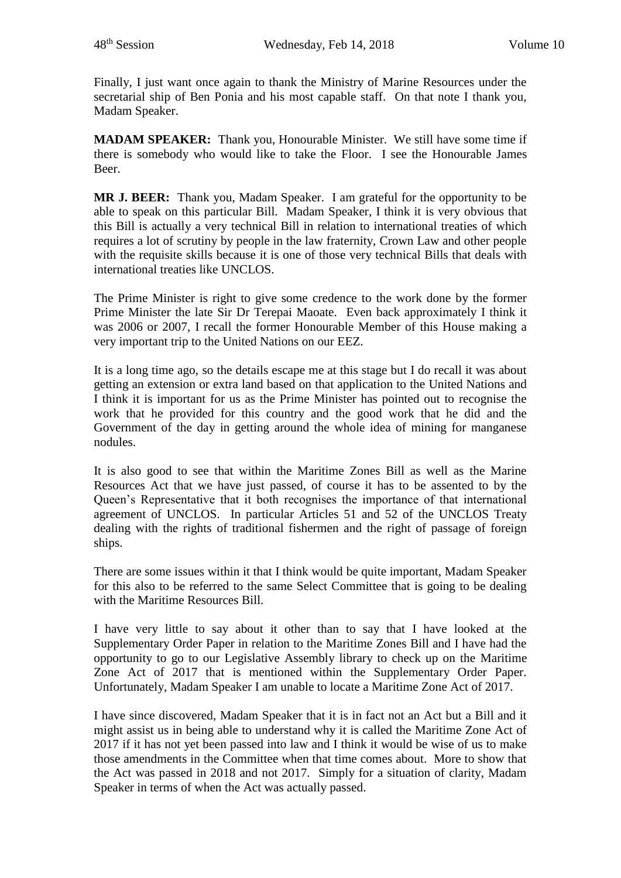Finally, I just want once again to thank the Ministry of Marine Resources under the secretarial ship of Ben Ponia and his most capable staff. On that note I thank you, Madam Speaker.

**MADAM SPEAKER:** Thank you, Honourable Minister. We still have some time if there is somebody who would like to take the Floor. I see the Honourable James Beer.

**MR J. BEER:** Thank you, Madam Speaker. I am grateful for the opportunity to be able to speak on this particular Bill. Madam Speaker, I think it is very obvious that this Bill is actually a very technical Bill in relation to international treaties of which requires a lot of scrutiny by people in the law fraternity, Crown Law and other people with the requisite skills because it is one of those very technical Bills that deals with international treaties like UNCLOS.

The Prime Minister is right to give some credence to the work done by the former Prime Minister the late Sir Dr Terepai Maoate. Even back approximately I think it was 2006 or 2007, I recall the former Honourable Member of this House making a very important trip to the United Nations on our EEZ.

It is a long time ago, so the details escape me at this stage but I do recall it was about getting an extension or extra land based on that application to the United Nations and I think it is important for us as the Prime Minister has pointed out to recognise the work that he provided for this country and the good work that he did and the Government of the day in getting around the whole idea of mining for manganese nodules.

It is also good to see that within the Maritime Zones Bill as well as the Marine Resources Act that we have just passed, of course it has to be assented to by the Queen's Representative that it both recognises the importance of that international agreement of UNCLOS. In particular Articles 51 and 52 of the UNCLOS Treaty dealing with the rights of traditional fishermen and the right of passage of foreign ships.

There are some issues within it that I think would be quite important, Madam Speaker for this also to be referred to the same Select Committee that is going to be dealing with the Maritime Resources Bill.

I have very little to say about it other than to say that I have looked at the Supplementary Order Paper in relation to the Maritime Zones Bill and I have had the opportunity to go to our Legislative Assembly library to check up on the Maritime Zone Act of 2017 that is mentioned within the Supplementary Order Paper. Unfortunately, Madam Speaker I am unable to locate a Maritime Zone Act of 2017.

I have since discovered, Madam Speaker that it is in fact not an Act but a Bill and it might assist us in being able to understand why it is called the Maritime Zone Act of 2017 if it has not yet been passed into law and I think it would be wise of us to make those amendments in the Committee when that time comes about. More to show that the Act was passed in 2018 and not 2017. Simply for a situation of clarity, Madam Speaker in terms of when the Act was actually passed.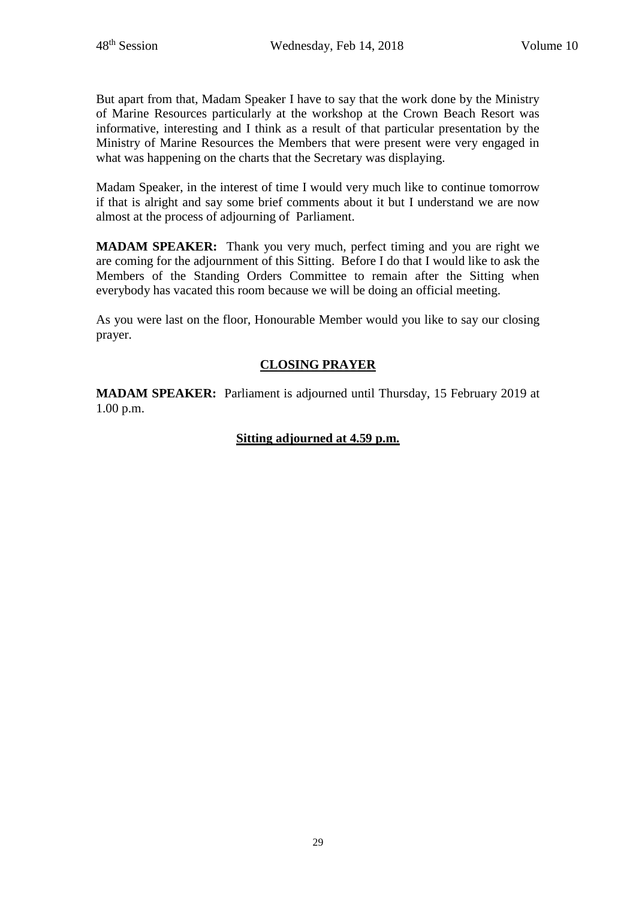But apart from that, Madam Speaker I have to say that the work done by the Ministry of Marine Resources particularly at the workshop at the Crown Beach Resort was informative, interesting and I think as a result of that particular presentation by the Ministry of Marine Resources the Members that were present were very engaged in what was happening on the charts that the Secretary was displaying.

Madam Speaker, in the interest of time I would very much like to continue tomorrow if that is alright and say some brief comments about it but I understand we are now almost at the process of adjourning of Parliament.

**MADAM SPEAKER:** Thank you very much, perfect timing and you are right we are coming for the adjournment of this Sitting. Before I do that I would like to ask the Members of the Standing Orders Committee to remain after the Sitting when everybody has vacated this room because we will be doing an official meeting.

As you were last on the floor, Honourable Member would you like to say our closing prayer.

**CLOSING PRAYER**

**MADAM SPEAKER:** Parliament is adjourned until Thursday, 15 February 2019 at 1.00 p.m.

**Sitting adjourned at 4.59 p.m.**